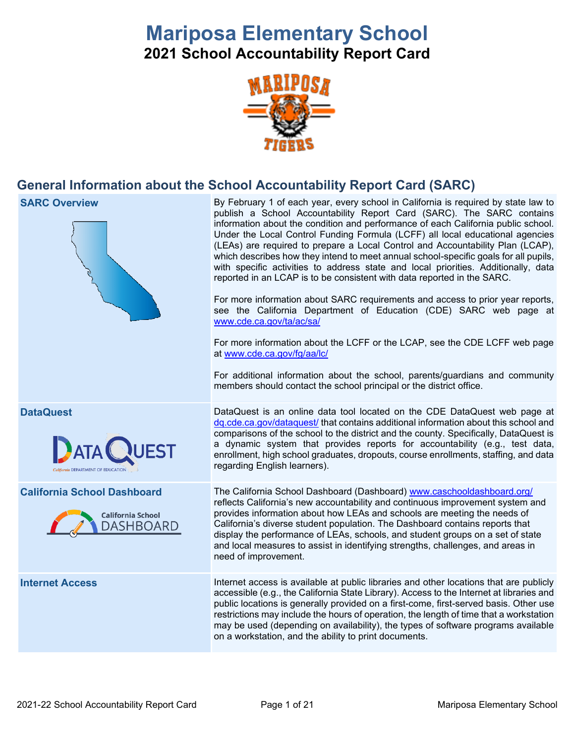# Mariposa Elementary School

## 2021 School Accountability Report Card

## General Information about the School Accountability Report Card (SARC)

| | |
|---|---|
| **SARC Overview** | By February 1 of each year, every school in California is required by state law to publish a School Accountability Report Card (SARC). The SARC contains information about the condition and performance of each California public school. Under the Local Control Funding Formula (LCFF) all local educational agencies (LEAs) are required to prepare a Local Control and Accountability Plan (LCAP), which describes how they intend to meet annual school-specific goals for all pupils, with specific activities to address state and local priorities. Additionally, data reported in an LCAP is to be consistent with data reported in the SARC.<br><br>For more information about SARC requirements and access to prior year reports, see the California Department of Education (CDE) SARC web page at www.cde.ca.gov/ta/ac/sa/<br><br>For more information about the LCFF or the LCAP, see the CDE LCFF web page at www.cde.ca.gov/fg/aa/lc/<br><br>For additional information about the school, parents/guardians and community members should contact the school principal or the district office. |
| **DataQuest** | DataQuest is an online data tool located on the CDE DataQuest web page at dq.cde.ca.gov/dataquest/ that contains additional information about this school and comparisons of the school to the district and the county. Specifically, DataQuest is a dynamic system that provides reports for accountability (e.g., test data, enrollment, high school graduates, dropouts, course enrollments, staffing, and data regarding English learners). |
| **California School Dashboard** | The California School Dashboard (Dashboard) www.caschooldashboard.org/ reflects California's new accountability and continuous improvement system and provides information about how LEAs and schools are meeting the needs of California's diverse student population. The Dashboard contains reports that display the performance of LEAs, schools, and student groups on a set of state and local measures to assist in identifying strengths, challenges, and areas in need of improvement. |
| **Internet Access** | Internet access is available at public libraries and other locations that are publicly accessible (e.g., the California State Library). Access to the Internet at libraries and public locations is generally provided on a first-come, first-served basis. Other use restrictions may include the hours of operation, the length of time that a workstation may be used (depending on availability), the types of software programs available on a workstation, and the ability to print documents. |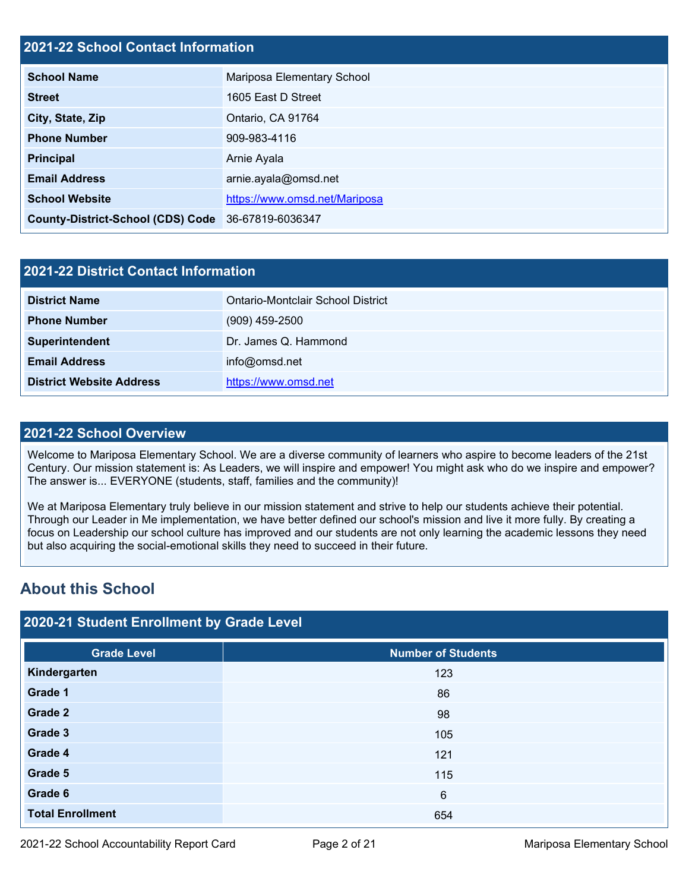## 2021-22 School Contact Information

| | |
|---|---|
| **School Name** | Mariposa Elementary School |
| **Street** | 1605 East D Street |
| **City, State, Zip** | Ontario, CA 91764 |
| **Phone Number** | 909-983-4116 |
| **Principal** | Arnie Ayala |
| **Email Address** | arnie.ayala@omsd.net |
| **School Website** | https://www.omsd.net/Mariposa |
| **County-District-School (CDS) Code** | 36-67819-6036347 |

## 2021-22 District Contact Information

| | |
|---|---|
| **District Name** | Ontario-Montclair School District |
| **Phone Number** | (909) 459-2500 |
| **Superintendent** | Dr. James Q. Hammond |
| **Email Address** | info@omsd.net |
| **District Website Address** | https://www.omsd.net |

## 2021-22 School Overview

Welcome to Mariposa Elementary School. We are a diverse community of learners who aspire to become leaders of the 21st Century. Our mission statement is: As Leaders, we will inspire and empower! You might ask who do we inspire and empower? The answer is... EVERYONE (students, staff, families and the community)!

We at Mariposa Elementary truly believe in our mission statement and strive to help our students achieve their potential. Through our Leader in Me implementation, we have better defined our school's mission and live it more fully. By creating a focus on Leadership our school culture has improved and our students are not only learning the academic lessons they need but also acquiring the social-emotional skills they need to succeed in their future.

# About this School

## 2020-21 Student Enrollment by Grade Level

| Grade Level | Number of Students |
|---|---|
| **Kindergarten** | 123 |
| **Grade 1** | 86 |
| **Grade 2** | 98 |
| **Grade 3** | 105 |
| **Grade 4** | 121 |
| **Grade 5** | 115 |
| **Grade 6** | 6 |
| **Total Enrollment** | 654 |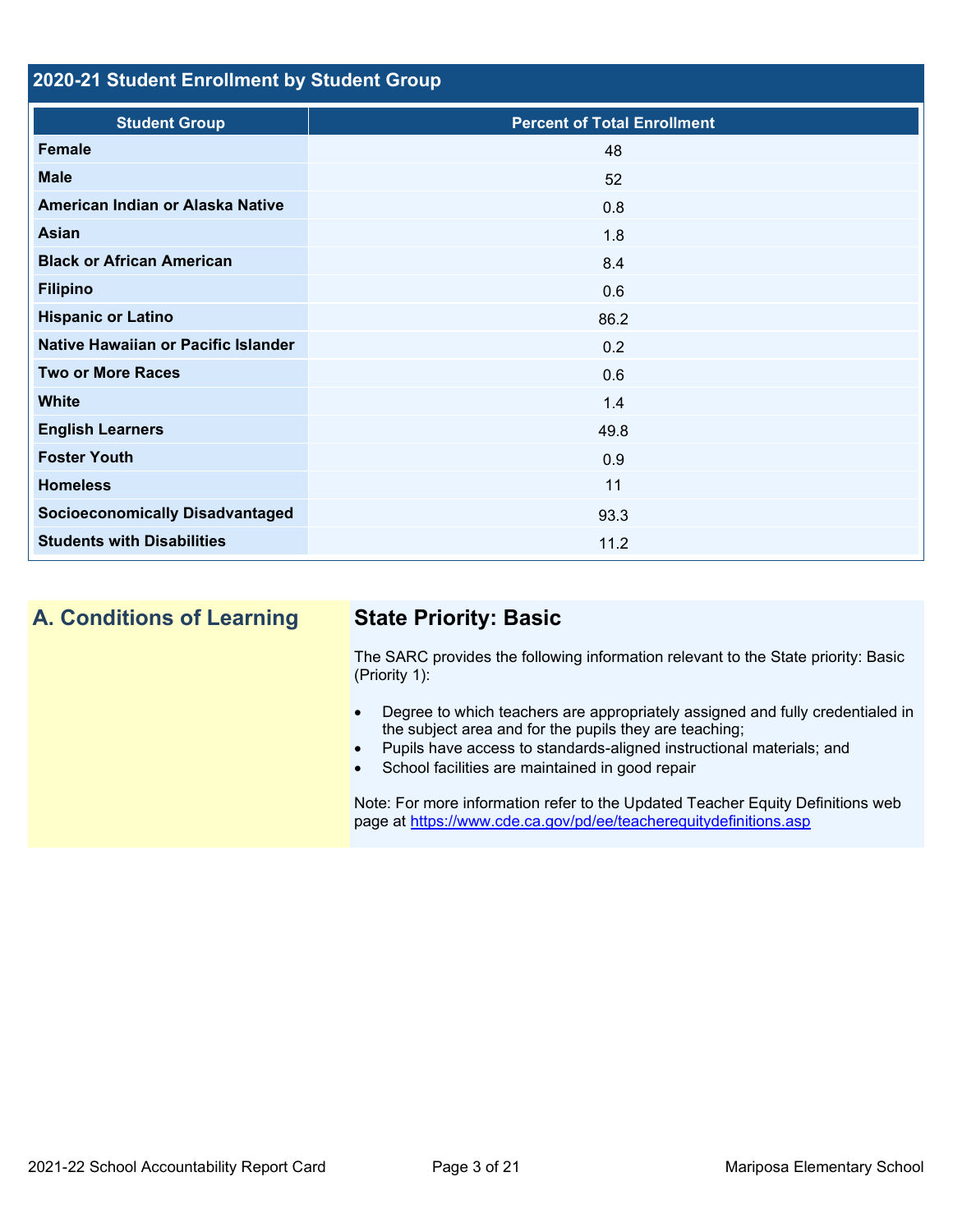## 2020-21 Student Enrollment by Student Group

| Student Group | Percent of Total Enrollment |
|---|---|
| Female | 48 |
| Male | 52 |
| American Indian or Alaska Native | 0.8 |
| Asian | 1.8 |
| Black or African American | 8.4 |
| Filipino | 0.6 |
| Hispanic or Latino | 86.2 |
| Native Hawaiian or Pacific Islander | 0.2 |
| Two or More Races | 0.6 |
| White | 1.4 |
| English Learners | 49.8 |
| Foster Youth | 0.9 |
| Homeless | 11 |
| Socioeconomically Disadvantaged | 93.3 |
| Students with Disabilities | 11.2 |

## A. Conditions of Learning

### State Priority: Basic

The SARC provides the following information relevant to the State priority: Basic (Priority 1):

- Degree to which teachers are appropriately assigned and fully credentialed in the subject area and for the pupils they are teaching;
- Pupils have access to standards-aligned instructional materials; and
- School facilities are maintained in good repair

Note: For more information refer to the Updated Teacher Equity Definitions web page at https://www.cde.ca.gov/pd/ee/teacherequitydefinitions.asp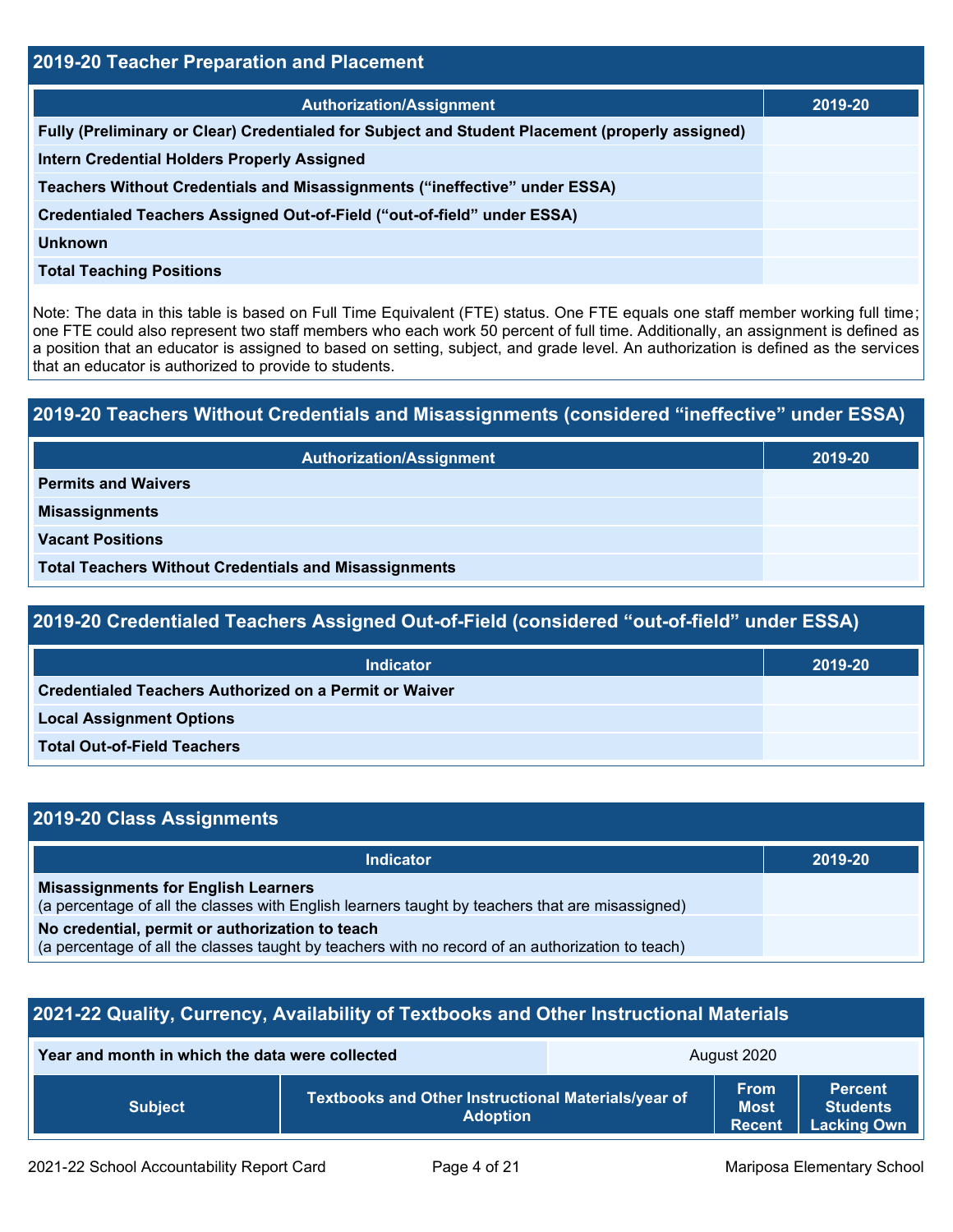## 2019-20 Teacher Preparation and Placement

| Authorization/Assignment | 2019-20 |
|---|---|
| Fully (Preliminary or Clear) Credentialed for Subject and Student Placement (properly assigned) | |
| Intern Credential Holders Properly Assigned | |
| Teachers Without Credentials and Misassignments ("ineffective" under ESSA) | |
| Credentialed Teachers Assigned Out-of-Field ("out-of-field" under ESSA) | |
| Unknown | |
| Total Teaching Positions | |

Note: The data in this table is based on Full Time Equivalent (FTE) status. One FTE equals one staff member working full time; one FTE could also represent two staff members who each work 50 percent of full time. Additionally, an assignment is defined as a position that an educator is assigned to based on setting, subject, and grade level. An authorization is defined as the services that an educator is authorized to provide to students.

## 2019-20 Teachers Without Credentials and Misassignments (considered "ineffective" under ESSA)

| Authorization/Assignment | 2019-20 |
|---|---|
| Permits and Waivers | |
| Misassignments | |
| Vacant Positions | |
| Total Teachers Without Credentials and Misassignments | |

## 2019-20 Credentialed Teachers Assigned Out-of-Field (considered "out-of-field" under ESSA)

| Indicator | 2019-20 |
|---|---|
| Credentialed Teachers Authorized on a Permit or Waiver | |
| Local Assignment Options | |
| Total Out-of-Field Teachers | |

## 2019-20 Class Assignments

| Indicator | 2019-20 |
|---|---|
| **Misassignments for English Learners** (a percentage of all the classes with English learners taught by teachers that are misassigned) | |
| **No credential, permit or authorization to teach** (a percentage of all the classes taught by teachers with no record of an authorization to teach) | |

## 2021-22 Quality, Currency, Availability of Textbooks and Other Instructional Materials

| Year and month in which the data were collected | August 2020 | | |
|---|---|---|---|
| **Subject** | **Textbooks and Other Instructional Materials/year of Adoption** | **From Most Recent** | **Percent Students Lacking Own** |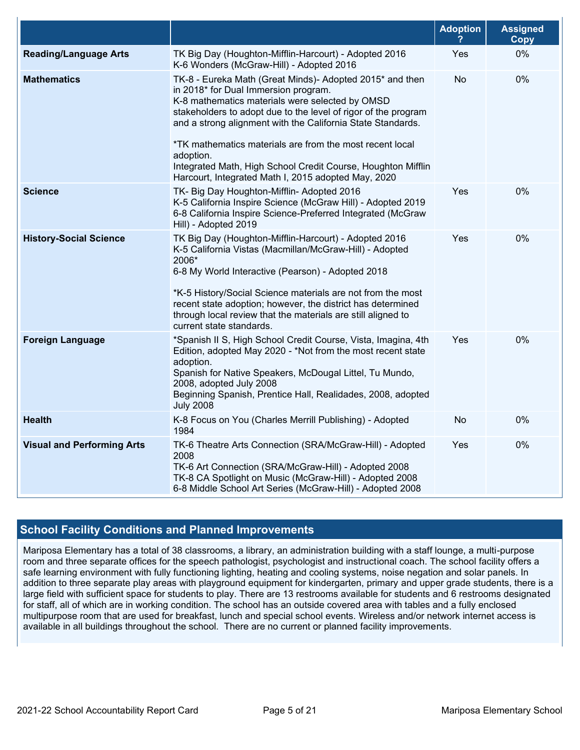| | | Adoption ? | Assigned Copy |
|---|---|---|---|
| **Reading/Language Arts** | TK Big Day (Houghton-Mifflin-Harcourt) - Adopted 2016<br>K-6 Wonders (McGraw-Hill) - Adopted 2016 | Yes | 0% |
| **Mathematics** | TK-8 - Eureka Math (Great Minds)- Adopted 2015* and then in 2018* for Dual Immersion program.<br>K-8 mathematics materials were selected by OMSD stakeholders to adopt due to the level of rigor of the program and a strong alignment with the California State Standards.<br><br>*TK mathematics materials are from the most recent local adoption.<br>Integrated Math, High School Credit Course, Houghton Mifflin Harcourt, Integrated Math I, 2015 adopted May, 2020 | No | 0% |
| **Science** | TK- Big Day Houghton-Mifflin- Adopted 2016<br>K-5 California Inspire Science (McGraw Hill) - Adopted 2019<br>6-8 California Inspire Science-Preferred Integrated (McGraw Hill) - Adopted 2019 | Yes | 0% |
| **History-Social Science** | TK Big Day (Houghton-Mifflin-Harcourt) - Adopted 2016<br>K-5 California Vistas (Macmillan/McGraw-Hill) - Adopted 2006*<br>6-8 My World Interactive (Pearson) - Adopted 2018<br><br>*K-5 History/Social Science materials are not from the most recent state adoption; however, the district has determined through local review that the materials are still aligned to current state standards. | Yes | 0% |
| **Foreign Language** | *Spanish II S, High School Credit Course, Vista, Imagina, 4th Edition, adopted May 2020 - *Not from the most recent state adoption.<br>Spanish for Native Speakers, McDougal Littel, Tu Mundo, 2008, adopted July 2008<br>Beginning Spanish, Prentice Hall, Realidades, 2008, adopted July 2008 | Yes | 0% |
| **Health** | K-8 Focus on You (Charles Merrill Publishing) - Adopted 1984 | No | 0% |
| **Visual and Performing Arts** | TK-6 Theatre Arts Connection (SRA/McGraw-Hill) - Adopted 2008<br>TK-6 Art Connection (SRA/McGraw-Hill) - Adopted 2008<br>TK-8 CA Spotlight on Music (McGraw-Hill) - Adopted 2008<br>6-8 Middle School Art Series (McGraw-Hill) - Adopted 2008 | Yes | 0% |

## School Facility Conditions and Planned Improvements

Mariposa Elementary has a total of 38 classrooms, a library, an administration building with a staff lounge, a multi-purpose room and three separate offices for the speech pathologist, psychologist and instructional coach. The school facility offers a safe learning environment with fully functioning lighting, heating and cooling systems, noise negation and solar panels. In addition to three separate play areas with playground equipment for kindergarten, primary and upper grade students, there is a large field with sufficient space for students to play. There are 13 restrooms available for students and 6 restrooms designated for staff, all of which are in working condition. The school has an outside covered area with tables and a fully enclosed multipurpose room that are used for breakfast, lunch and special school events. Wireless and/or network internet access is available in all buildings throughout the school. There are no current or planned facility improvements.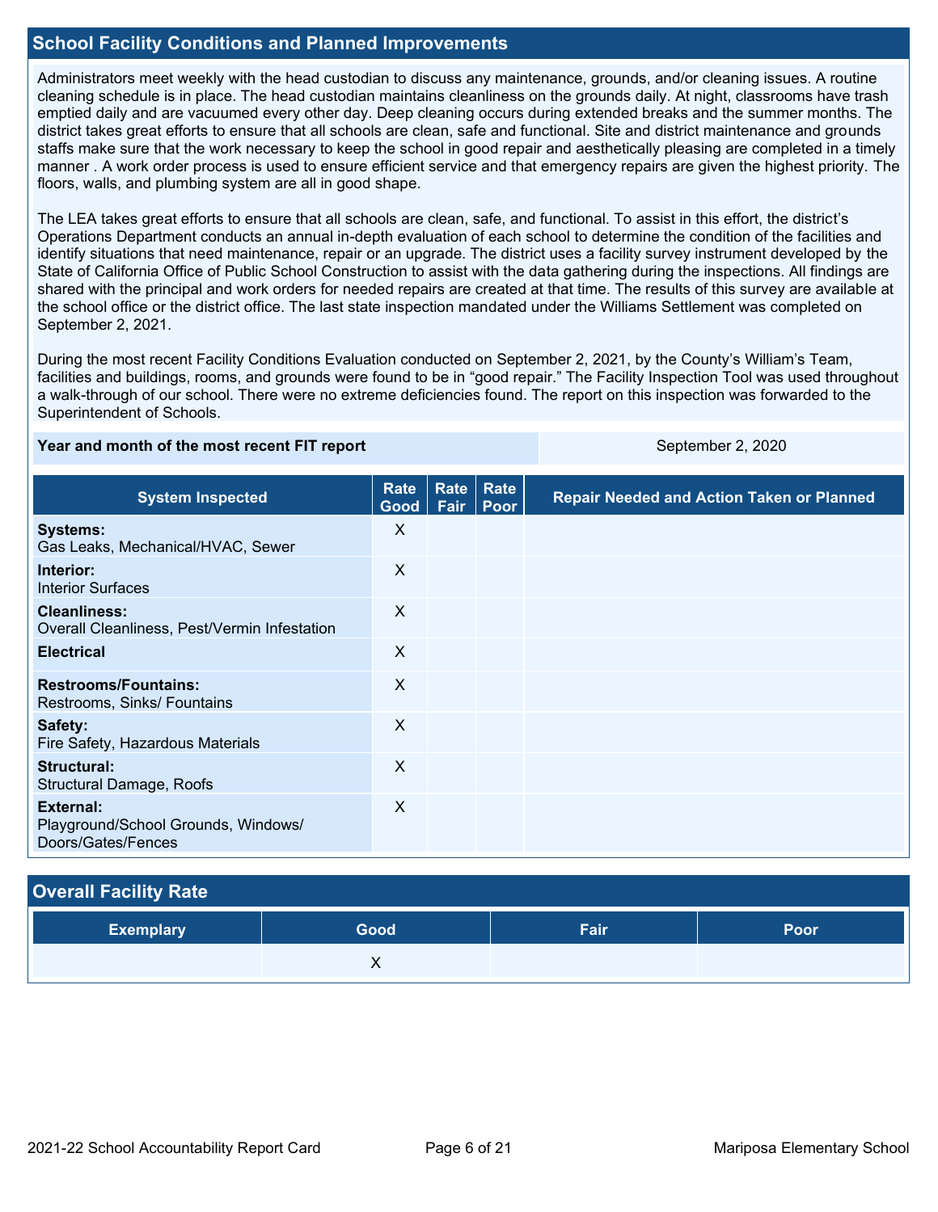## School Facility Conditions and Planned Improvements

Administrators meet weekly with the head custodian to discuss any maintenance, grounds, and/or cleaning issues. A routine cleaning schedule is in place. The head custodian maintains cleanliness on the grounds daily. At night, classrooms have trash emptied daily and are vacuumed every other day. Deep cleaning occurs during extended breaks and the summer months. The district takes great efforts to ensure that all schools are clean, safe and functional. Site and district maintenance and grounds staffs make sure that the work necessary to keep the school in good repair and aesthetically pleasing are completed in a timely manner . A work order process is used to ensure efficient service and that emergency repairs are given the highest priority. The floors, walls, and plumbing system are all in good shape.

The LEA takes great efforts to ensure that all schools are clean, safe, and functional. To assist in this effort, the district's Operations Department conducts an annual in-depth evaluation of each school to determine the condition of the facilities and identify situations that need maintenance, repair or an upgrade. The district uses a facility survey instrument developed by the State of California Office of Public School Construction to assist with the data gathering during the inspections. All findings are shared with the principal and work orders for needed repairs are created at that time. The results of this survey are available at the school office or the district office. The last state inspection mandated under the Williams Settlement was completed on September 2, 2021.

During the most recent Facility Conditions Evaluation conducted on September 2, 2021, by the County's William's Team, facilities and buildings, rooms, and grounds were found to be in "good repair." The Facility Inspection Tool was used throughout a walk-through of our school. There were no extreme deficiencies found. The report on this inspection was forwarded to the Superintendent of Schools.

| Year and month of the most recent FIT report | September 2, 2020 |
|---|---|

| System Inspected | Rate Good | Rate Fair | Rate Poor | Repair Needed and Action Taken or Planned |
|---|---|---|---|---|
| **Systems:** Gas Leaks, Mechanical/HVAC, Sewer | X | | | |
| **Interior:** Interior Surfaces | X | | | |
| **Cleanliness:** Overall Cleanliness, Pest/Vermin Infestation | X | | | |
| **Electrical** | X | | | |
| **Restrooms/Fountains:** Restrooms, Sinks/ Fountains | X | | | |
| **Safety:** Fire Safety, Hazardous Materials | X | | | |
| **Structural:** Structural Damage, Roofs | X | | | |
| **External:** Playground/School Grounds, Windows/ Doors/Gates/Fences | X | | | |

## Overall Facility Rate

| Exemplary | Good | Fair | Poor |
|---|---|---|---|
| | X | | |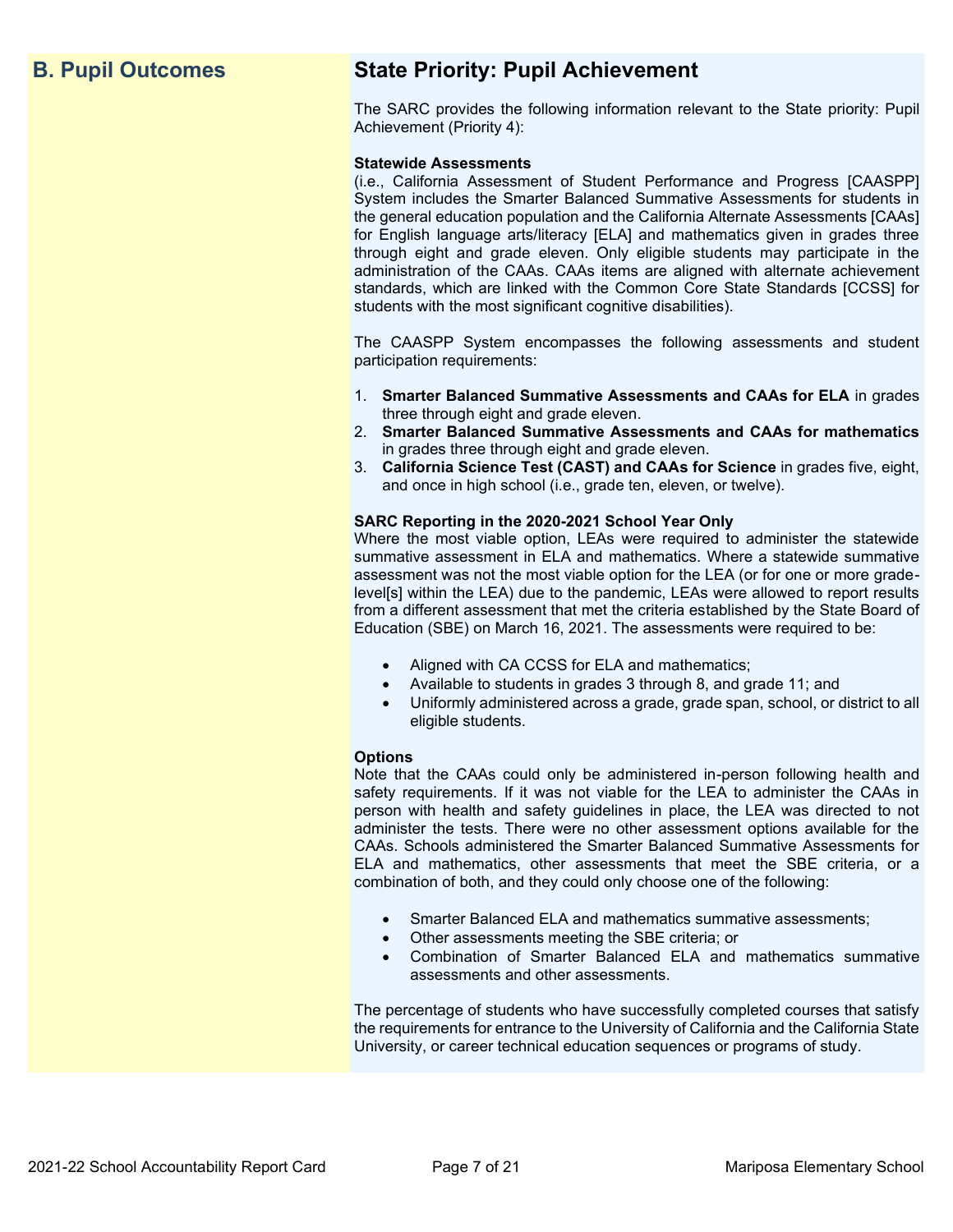## B. Pupil Outcomes

## State Priority: Pupil Achievement

The SARC provides the following information relevant to the State priority: Pupil Achievement (Priority 4):

**Statewide Assessments**
(i.e., California Assessment of Student Performance and Progress [CAASPP] System includes the Smarter Balanced Summative Assessments for students in the general education population and the California Alternate Assessments [CAAs] for English language arts/literacy [ELA] and mathematics given in grades three through eight and grade eleven. Only eligible students may participate in the administration of the CAAs. CAAs items are aligned with alternate achievement standards, which are linked with the Common Core State Standards [CCSS] for students with the most significant cognitive disabilities).

The CAASPP System encompasses the following assessments and student participation requirements:

1. **Smarter Balanced Summative Assessments and CAAs for ELA** in grades three through eight and grade eleven.
2. **Smarter Balanced Summative Assessments and CAAs for mathematics** in grades three through eight and grade eleven.
3. **California Science Test (CAST) and CAAs for Science** in grades five, eight, and once in high school (i.e., grade ten, eleven, or twelve).

**SARC Reporting in the 2020-2021 School Year Only**
Where the most viable option, LEAs were required to administer the statewide summative assessment in ELA and mathematics. Where a statewide summative assessment was not the most viable option for the LEA (or for one or more grade-level[s] within the LEA) due to the pandemic, LEAs were allowed to report results from a different assessment that met the criteria established by the State Board of Education (SBE) on March 16, 2021. The assessments were required to be:

- Aligned with CA CCSS for ELA and mathematics;
- Available to students in grades 3 through 8, and grade 11; and
- Uniformly administered across a grade, grade span, school, or district to all eligible students.

**Options**
Note that the CAAs could only be administered in-person following health and safety requirements. If it was not viable for the LEA to administer the CAAs in person with health and safety guidelines in place, the LEA was directed to not administer the tests. There were no other assessment options available for the CAAs. Schools administered the Smarter Balanced Summative Assessments for ELA and mathematics, other assessments that meet the SBE criteria, or a combination of both, and they could only choose one of the following:

- Smarter Balanced ELA and mathematics summative assessments;
- Other assessments meeting the SBE criteria; or
- Combination of Smarter Balanced ELA and mathematics summative assessments and other assessments.

The percentage of students who have successfully completed courses that satisfy the requirements for entrance to the University of California and the California State University, or career technical education sequences or programs of study.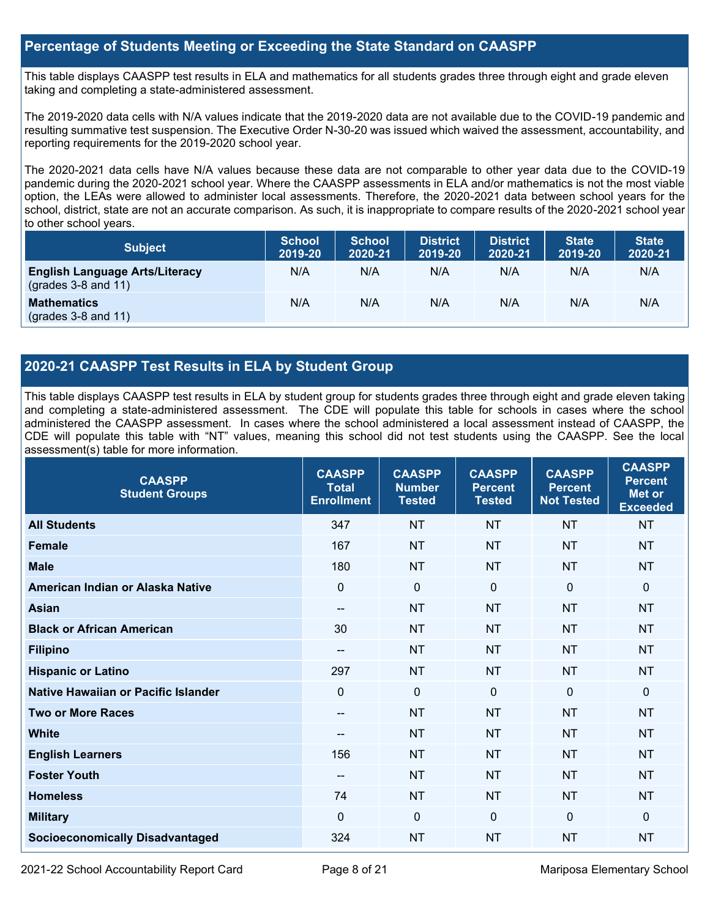## Percentage of Students Meeting or Exceeding the State Standard on CAASPP

This table displays CAASPP test results in ELA and mathematics for all students grades three through eight and grade eleven taking and completing a state-administered assessment.

The 2019-2020 data cells with N/A values indicate that the 2019-2020 data are not available due to the COVID-19 pandemic and resulting summative test suspension. The Executive Order N-30-20 was issued which waived the assessment, accountability, and reporting requirements for the 2019-2020 school year.

The 2020-2021 data cells have N/A values because these data are not comparable to other year data due to the COVID-19 pandemic during the 2020-2021 school year. Where the CAASPP assessments in ELA and/or mathematics is not the most viable option, the LEAs were allowed to administer local assessments. Therefore, the 2020-2021 data between school years for the school, district, state are not an accurate comparison. As such, it is inappropriate to compare results of the 2020-2021 school year to other school years.

| Subject | School 2019-20 | School 2020-21 | District 2019-20 | District 2020-21 | State 2019-20 | State 2020-21 |
|---|---|---|---|---|---|---|
| **English Language Arts/Literacy** (grades 3-8 and 11) | N/A | N/A | N/A | N/A | N/A | N/A |
| **Mathematics** (grades 3-8 and 11) | N/A | N/A | N/A | N/A | N/A | N/A |

## 2020-21 CAASPP Test Results in ELA by Student Group

This table displays CAASPP test results in ELA by student group for students grades three through eight and grade eleven taking and completing a state-administered assessment. The CDE will populate this table for schools in cases where the school administered the CAASPP assessment. In cases where the school administered a local assessment instead of CAASPP, the CDE will populate this table with "NT" values, meaning this school did not test students using the CAASPP. See the local assessment(s) table for more information.

| CAASPP Student Groups | CAASPP Total Enrollment | CAASPP Number Tested | CAASPP Percent Tested | CAASPP Percent Not Tested | CAASPP Percent Met or Exceeded |
|---|---|---|---|---|---|
| **All Students** | 347 | NT | NT | NT | NT |
| **Female** | 167 | NT | NT | NT | NT |
| **Male** | 180 | NT | NT | NT | NT |
| **American Indian or Alaska Native** | 0 | 0 | 0 | 0 | 0 |
| **Asian** | -- | NT | NT | NT | NT |
| **Black or African American** | 30 | NT | NT | NT | NT |
| **Filipino** | -- | NT | NT | NT | NT |
| **Hispanic or Latino** | 297 | NT | NT | NT | NT |
| **Native Hawaiian or Pacific Islander** | 0 | 0 | 0 | 0 | 0 |
| **Two or More Races** | -- | NT | NT | NT | NT |
| **White** | -- | NT | NT | NT | NT |
| **English Learners** | 156 | NT | NT | NT | NT |
| **Foster Youth** | -- | NT | NT | NT | NT |
| **Homeless** | 74 | NT | NT | NT | NT |
| **Military** | 0 | 0 | 0 | 0 | 0 |
| **Socioeconomically Disadvantaged** | 324 | NT | NT | NT | NT |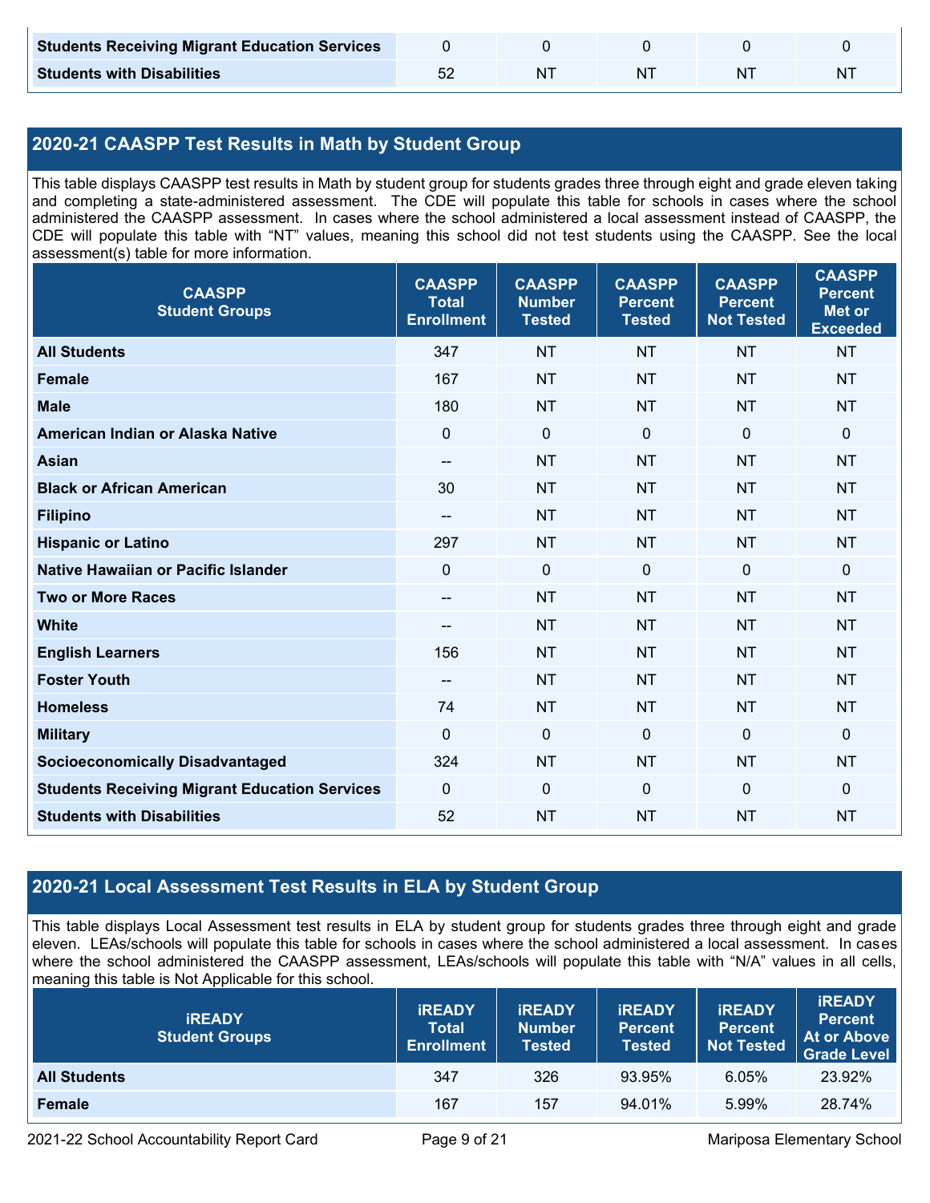| | | | | | |
|---|---|---|---|---|---|
| **Students Receiving Migrant Education Services** | 0 | 0 | 0 | 0 | 0 |
| **Students with Disabilities** | 52 | NT | NT | NT | NT |

## 2020-21 CAASPP Test Results in Math by Student Group

This table displays CAASPP test results in Math by student group for students grades three through eight and grade eleven taking and completing a state-administered assessment. The CDE will populate this table for schools in cases where the school administered the CAASPP assessment. In cases where the school administered a local assessment instead of CAASPP, the CDE will populate this table with "NT" values, meaning this school did not test students using the CAASPP. See the local assessment(s) table for more information.

| CAASPP Student Groups | CAASPP Total Enrollment | CAASPP Number Tested | CAASPP Percent Tested | CAASPP Percent Not Tested | CAASPP Percent Met or Exceeded |
|---|---|---|---|---|---|
| **All Students** | 347 | NT | NT | NT | NT |
| **Female** | 167 | NT | NT | NT | NT |
| **Male** | 180 | NT | NT | NT | NT |
| **American Indian or Alaska Native** | 0 | 0 | 0 | 0 | 0 |
| **Asian** | -- | NT | NT | NT | NT |
| **Black or African American** | 30 | NT | NT | NT | NT |
| **Filipino** | -- | NT | NT | NT | NT |
| **Hispanic or Latino** | 297 | NT | NT | NT | NT |
| **Native Hawaiian or Pacific Islander** | 0 | 0 | 0 | 0 | 0 |
| **Two or More Races** | -- | NT | NT | NT | NT |
| **White** | -- | NT | NT | NT | NT |
| **English Learners** | 156 | NT | NT | NT | NT |
| **Foster Youth** | -- | NT | NT | NT | NT |
| **Homeless** | 74 | NT | NT | NT | NT |
| **Military** | 0 | 0 | 0 | 0 | 0 |
| **Socioeconomically Disadvantaged** | 324 | NT | NT | NT | NT |
| **Students Receiving Migrant Education Services** | 0 | 0 | 0 | 0 | 0 |
| **Students with Disabilities** | 52 | NT | NT | NT | NT |

## 2020-21 Local Assessment Test Results in ELA by Student Group

This table displays Local Assessment test results in ELA by student group for students grades three through eight and grade eleven. LEAs/schools will populate this table for schools in cases where the school administered a local assessment. In cases where the school administered the CAASPP assessment, LEAs/schools will populate this table with "N/A" values in all cells, meaning this table is Not Applicable for this school.

| iREADY Student Groups | iREADY Total Enrollment | iREADY Number Tested | iREADY Percent Tested | iREADY Percent Not Tested | iREADY Percent At or Above Grade Level |
|---|---|---|---|---|---|
| **All Students** | 347 | 326 | 93.95% | 6.05% | 23.92% |
| **Female** | 167 | 157 | 94.01% | 5.99% | 28.74% |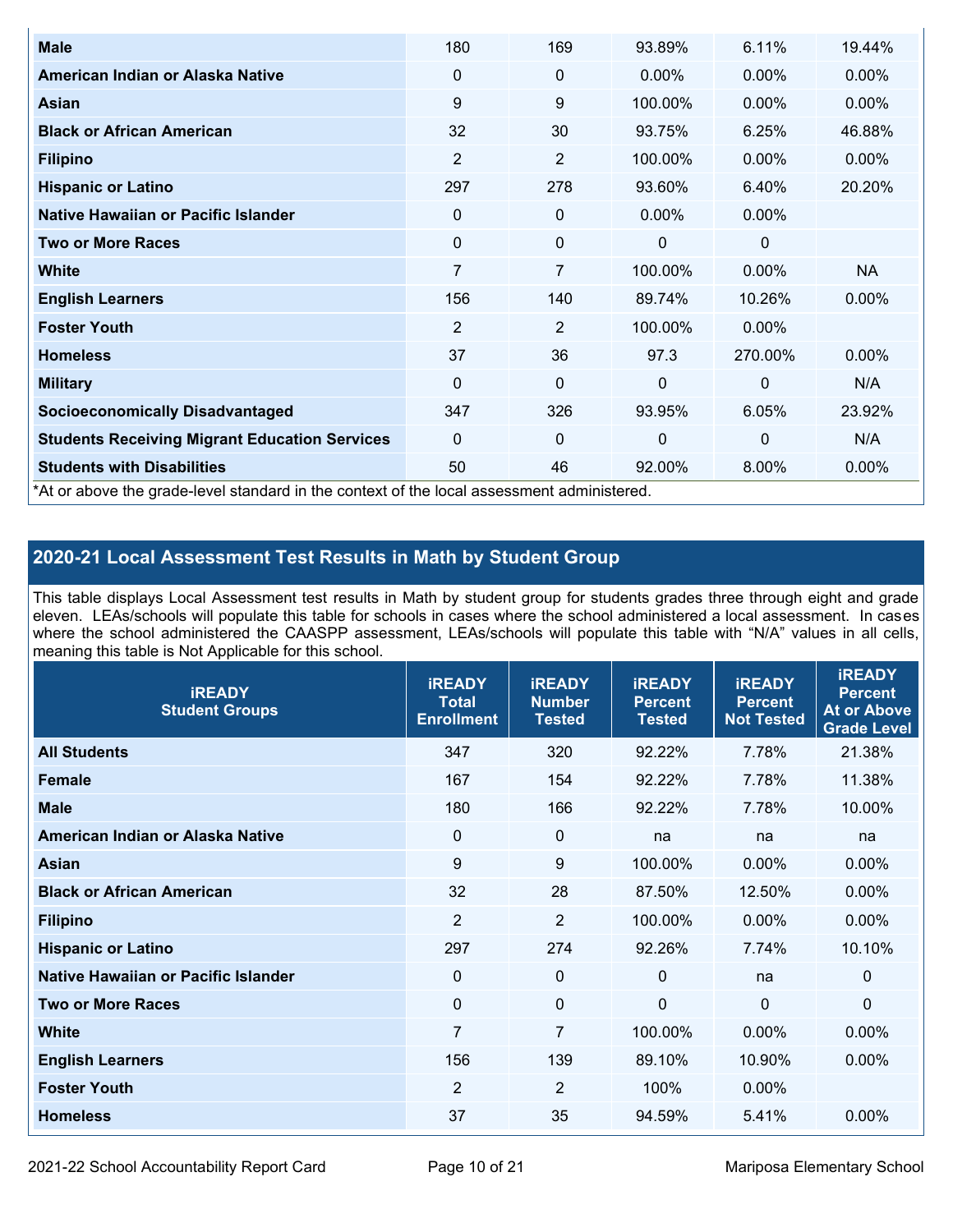| | | | | | |
|---|---|---|---|---|---|
| **Male** | 180 | 169 | 93.89% | 6.11% | 19.44% |
| **American Indian or Alaska Native** | 0 | 0 | 0.00% | 0.00% | 0.00% |
| **Asian** | 9 | 9 | 100.00% | 0.00% | 0.00% |
| **Black or African American** | 32 | 30 | 93.75% | 6.25% | 46.88% |
| **Filipino** | 2 | 2 | 100.00% | 0.00% | 0.00% |
| **Hispanic or Latino** | 297 | 278 | 93.60% | 6.40% | 20.20% |
| **Native Hawaiian or Pacific Islander** | 0 | 0 | 0.00% | 0.00% | |
| **Two or More Races** | 0 | 0 | 0 | 0 | |
| **White** | 7 | 7 | 100.00% | 0.00% | NA |
| **English Learners** | 156 | 140 | 89.74% | 10.26% | 0.00% |
| **Foster Youth** | 2 | 2 | 100.00% | 0.00% | |
| **Homeless** | 37 | 36 | 97.3 | 270.00% | 0.00% |
| **Military** | 0 | 0 | 0 | 0 | N/A |
| **Socioeconomically Disadvantaged** | 347 | 326 | 93.95% | 6.05% | 23.92% |
| **Students Receiving Migrant Education Services** | 0 | 0 | 0 | 0 | N/A |
| **Students with Disabilities** | 50 | 46 | 92.00% | 8.00% | 0.00% |

*At or above the grade-level standard in the context of the local assessment administered.

## 2020-21 Local Assessment Test Results in Math by Student Group

This table displays Local Assessment test results in Math by student group for students grades three through eight and grade eleven. LEAs/schools will populate this table for schools in cases where the school administered a local assessment. In cases where the school administered the CAASPP assessment, LEAs/schools will populate this table with "N/A" values in all cells, meaning this table is Not Applicable for this school.

| iREADY Student Groups | iREADY Total Enrollment | iREADY Number Tested | iREADY Percent Tested | iREADY Percent Not Tested | iREADY Percent At or Above Grade Level |
|---|---|---|---|---|---|
| **All Students** | 347 | 320 | 92.22% | 7.78% | 21.38% |
| **Female** | 167 | 154 | 92.22% | 7.78% | 11.38% |
| **Male** | 180 | 166 | 92.22% | 7.78% | 10.00% |
| **American Indian or Alaska Native** | 0 | 0 | na | na | na |
| **Asian** | 9 | 9 | 100.00% | 0.00% | 0.00% |
| **Black or African American** | 32 | 28 | 87.50% | 12.50% | 0.00% |
| **Filipino** | 2 | 2 | 100.00% | 0.00% | 0.00% |
| **Hispanic or Latino** | 297 | 274 | 92.26% | 7.74% | 10.10% |
| **Native Hawaiian or Pacific Islander** | 0 | 0 | 0 | na | 0 |
| **Two or More Races** | 0 | 0 | 0 | 0 | 0 |
| **White** | 7 | 7 | 100.00% | 0.00% | 0.00% |
| **English Learners** | 156 | 139 | 89.10% | 10.90% | 0.00% |
| **Foster Youth** | 2 | 2 | 100% | 0.00% | |
| **Homeless** | 37 | 35 | 94.59% | 5.41% | 0.00% |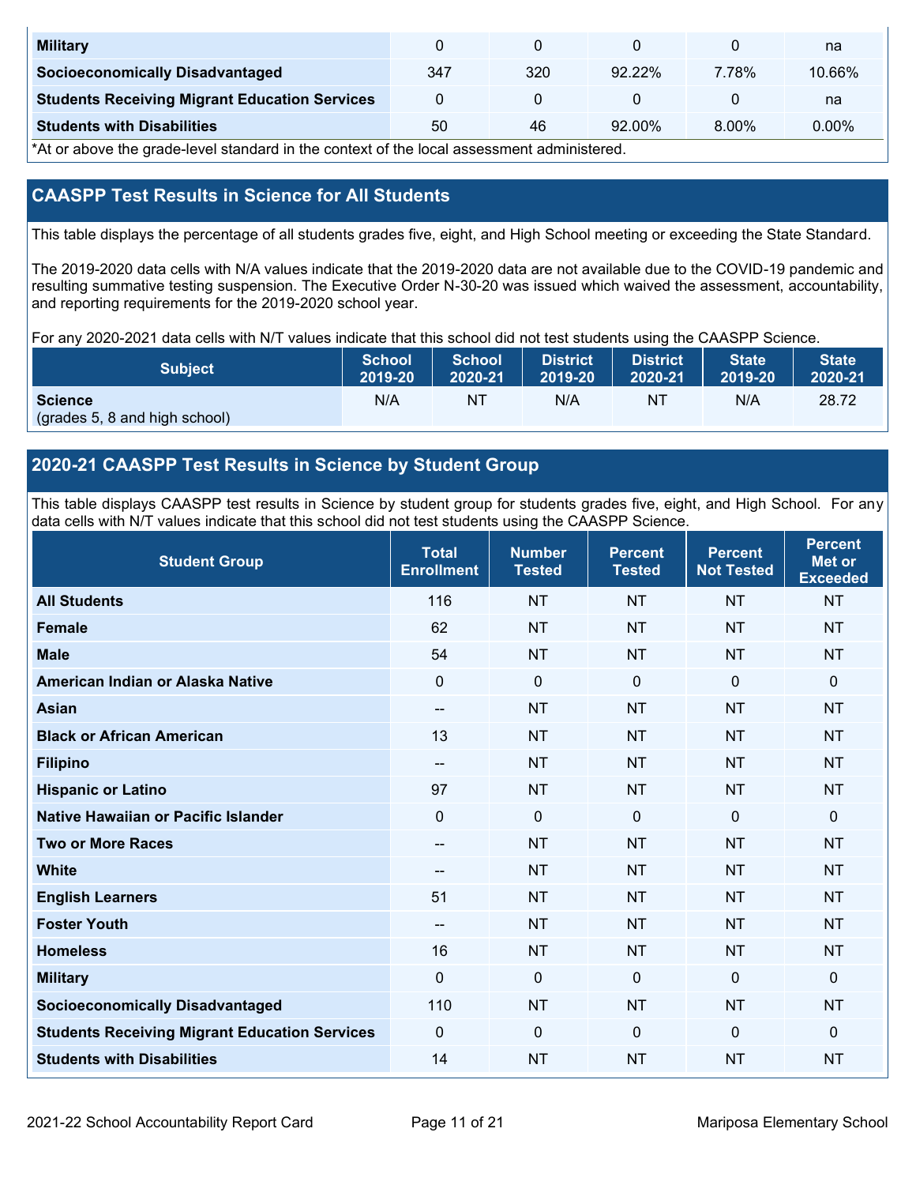| Military | 0 | 0 | 0 | 0 | na |
|---|---|---|---|---|---|
| Socioeconomically Disadvantaged | 347 | 320 | 92.22% | 7.78% | 10.66% |
| Students Receiving Migrant Education Services | 0 | 0 | 0 | 0 | na |
| Students with Disabilities | 50 | 46 | 92.00% | 8.00% | 0.00% |

*At or above the grade-level standard in the context of the local assessment administered.

## CAASPP Test Results in Science for All Students

This table displays the percentage of all students grades five, eight, and High School meeting or exceeding the State Standard.

The 2019-2020 data cells with N/A values indicate that the 2019-2020 data are not available due to the COVID-19 pandemic and resulting summative testing suspension. The Executive Order N-30-20 was issued which waived the assessment, accountability, and reporting requirements for the 2019-2020 school year.

For any 2020-2021 data cells with N/T values indicate that this school did not test students using the CAASPP Science.

| Subject | School 2019-20 | School 2020-21 | District 2019-20 | District 2020-21 | State 2019-20 | State 2020-21 |
|---|---|---|---|---|---|---|
| **Science** (grades 5, 8 and high school) | N/A | NT | N/A | NT | N/A | 28.72 |

## 2020-21 CAASPP Test Results in Science by Student Group

This table displays CAASPP test results in Science by student group for students grades five, eight, and High School. For any data cells with N/T values indicate that this school did not test students using the CAASPP Science.

| Student Group | Total Enrollment | Number Tested | Percent Tested | Percent Not Tested | Percent Met or Exceeded |
|---|---|---|---|---|---|
| All Students | 116 | NT | NT | NT | NT |
| Female | 62 | NT | NT | NT | NT |
| Male | 54 | NT | NT | NT | NT |
| American Indian or Alaska Native | 0 | 0 | 0 | 0 | 0 |
| Asian | -- | NT | NT | NT | NT |
| Black or African American | 13 | NT | NT | NT | NT |
| Filipino | -- | NT | NT | NT | NT |
| Hispanic or Latino | 97 | NT | NT | NT | NT |
| Native Hawaiian or Pacific Islander | 0 | 0 | 0 | 0 | 0 |
| Two or More Races | -- | NT | NT | NT | NT |
| White | -- | NT | NT | NT | NT |
| English Learners | 51 | NT | NT | NT | NT |
| Foster Youth | -- | NT | NT | NT | NT |
| Homeless | 16 | NT | NT | NT | NT |
| Military | 0 | 0 | 0 | 0 | 0 |
| Socioeconomically Disadvantaged | 110 | NT | NT | NT | NT |
| Students Receiving Migrant Education Services | 0 | 0 | 0 | 0 | 0 |
| Students with Disabilities | 14 | NT | NT | NT | NT |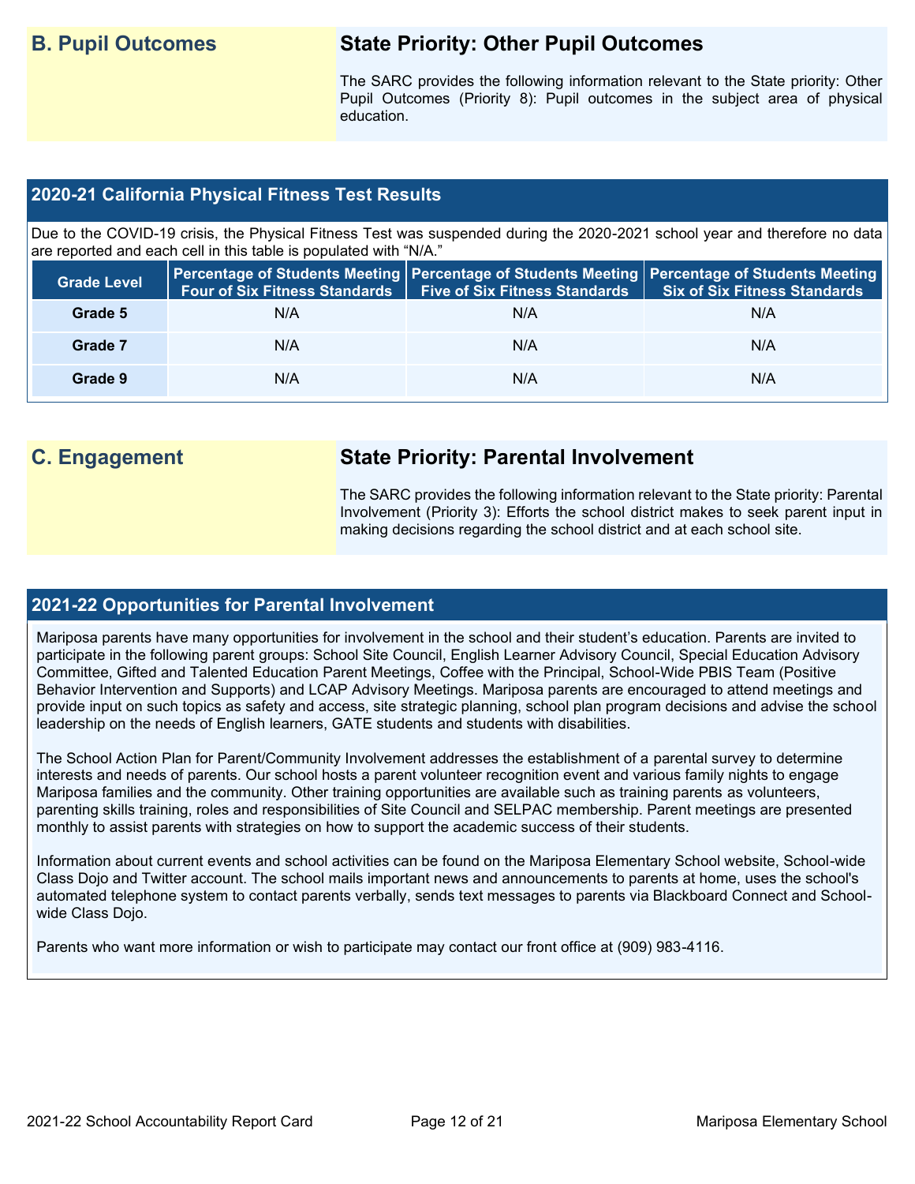## B. Pupil Outcomes

### State Priority: Other Pupil Outcomes

The SARC provides the following information relevant to the State priority: Other Pupil Outcomes (Priority 8): Pupil outcomes in the subject area of physical education.

### 2020-21 California Physical Fitness Test Results

Due to the COVID-19 crisis, the Physical Fitness Test was suspended during the 2020-2021 school year and therefore no data are reported and each cell in this table is populated with "N/A."

| Grade Level | Percentage of Students Meeting Four of Six Fitness Standards | Percentage of Students Meeting Five of Six Fitness Standards | Percentage of Students Meeting Six of Six Fitness Standards |
|---|---|---|---|
| Grade 5 | N/A | N/A | N/A |
| Grade 7 | N/A | N/A | N/A |
| Grade 9 | N/A | N/A | N/A |

## C. Engagement

### State Priority: Parental Involvement

The SARC provides the following information relevant to the State priority: Parental Involvement (Priority 3): Efforts the school district makes to seek parent input in making decisions regarding the school district and at each school site.

### 2021-22 Opportunities for Parental Involvement

Mariposa parents have many opportunities for involvement in the school and their student's education. Parents are invited to participate in the following parent groups: School Site Council, English Learner Advisory Council, Special Education Advisory Committee, Gifted and Talented Education Parent Meetings, Coffee with the Principal, School-Wide PBIS Team (Positive Behavior Intervention and Supports) and LCAP Advisory Meetings. Mariposa parents are encouraged to attend meetings and provide input on such topics as safety and access, site strategic planning, school plan program decisions and advise the school leadership on the needs of English learners, GATE students and students with disabilities.

The School Action Plan for Parent/Community Involvement addresses the establishment of a parental survey to determine interests and needs of parents. Our school hosts a parent volunteer recognition event and various family nights to engage Mariposa families and the community. Other training opportunities are available such as training parents as volunteers, parenting skills training, roles and responsibilities of Site Council and SELPAC membership. Parent meetings are presented monthly to assist parents with strategies on how to support the academic success of their students.

Information about current events and school activities can be found on the Mariposa Elementary School website, School-wide Class Dojo and Twitter account. The school mails important news and announcements to parents at home, uses the school's automated telephone system to contact parents verbally, sends text messages to parents via Blackboard Connect and School-wide Class Dojo.

Parents who want more information or wish to participate may contact our front office at (909) 983-4116.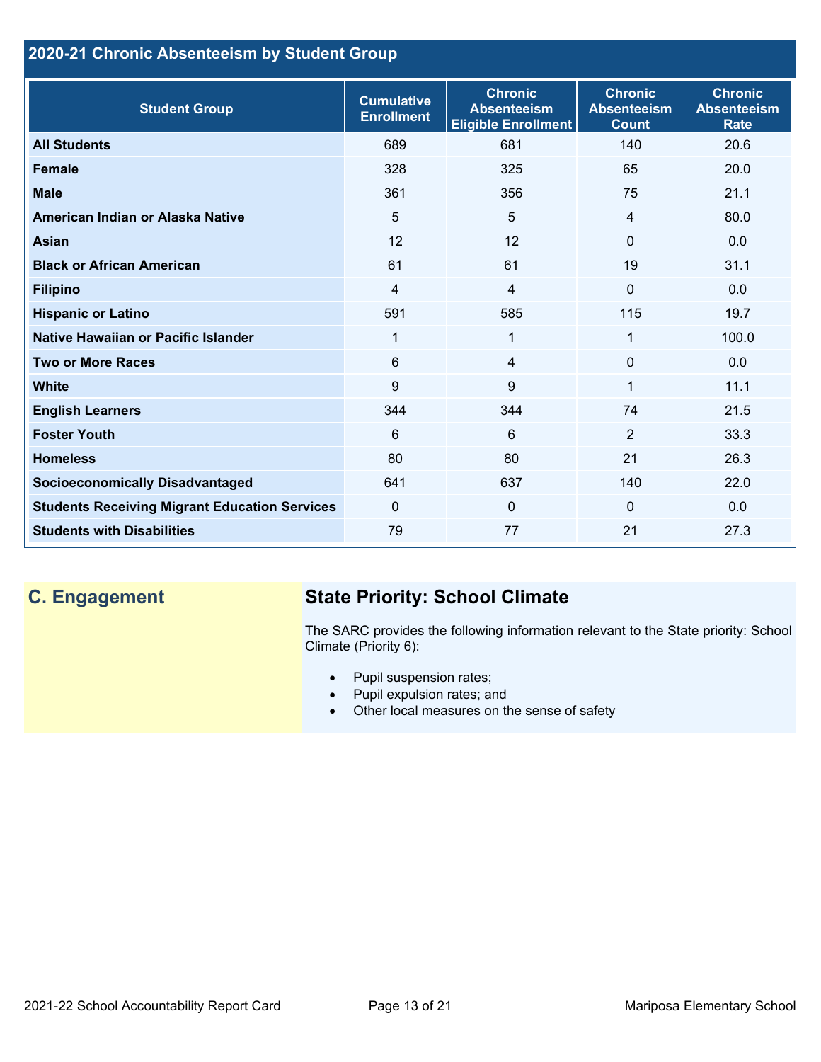## 2020-21 Chronic Absenteeism by Student Group

| Student Group | Cumulative Enrollment | Chronic Absenteeism Eligible Enrollment | Chronic Absenteeism Count | Chronic Absenteeism Rate |
|---|---|---|---|---|
| **All Students** | 689 | 681 | 140 | 20.6 |
| **Female** | 328 | 325 | 65 | 20.0 |
| **Male** | 361 | 356 | 75 | 21.1 |
| **American Indian or Alaska Native** | 5 | 5 | 4 | 80.0 |
| **Asian** | 12 | 12 | 0 | 0.0 |
| **Black or African American** | 61 | 61 | 19 | 31.1 |
| **Filipino** | 4 | 4 | 0 | 0.0 |
| **Hispanic or Latino** | 591 | 585 | 115 | 19.7 |
| **Native Hawaiian or Pacific Islander** | 1 | 1 | 1 | 100.0 |
| **Two or More Races** | 6 | 4 | 0 | 0.0 |
| **White** | 9 | 9 | 1 | 11.1 |
| **English Learners** | 344 | 344 | 74 | 21.5 |
| **Foster Youth** | 6 | 6 | 2 | 33.3 |
| **Homeless** | 80 | 80 | 21 | 26.3 |
| **Socioeconomically Disadvantaged** | 641 | 637 | 140 | 22.0 |
| **Students Receiving Migrant Education Services** | 0 | 0 | 0 | 0.0 |
| **Students with Disabilities** | 79 | 77 | 21 | 27.3 |

## C. Engagement

### State Priority: School Climate

The SARC provides the following information relevant to the State priority: School Climate (Priority 6):

- Pupil suspension rates;
- Pupil expulsion rates; and
- Other local measures on the sense of safety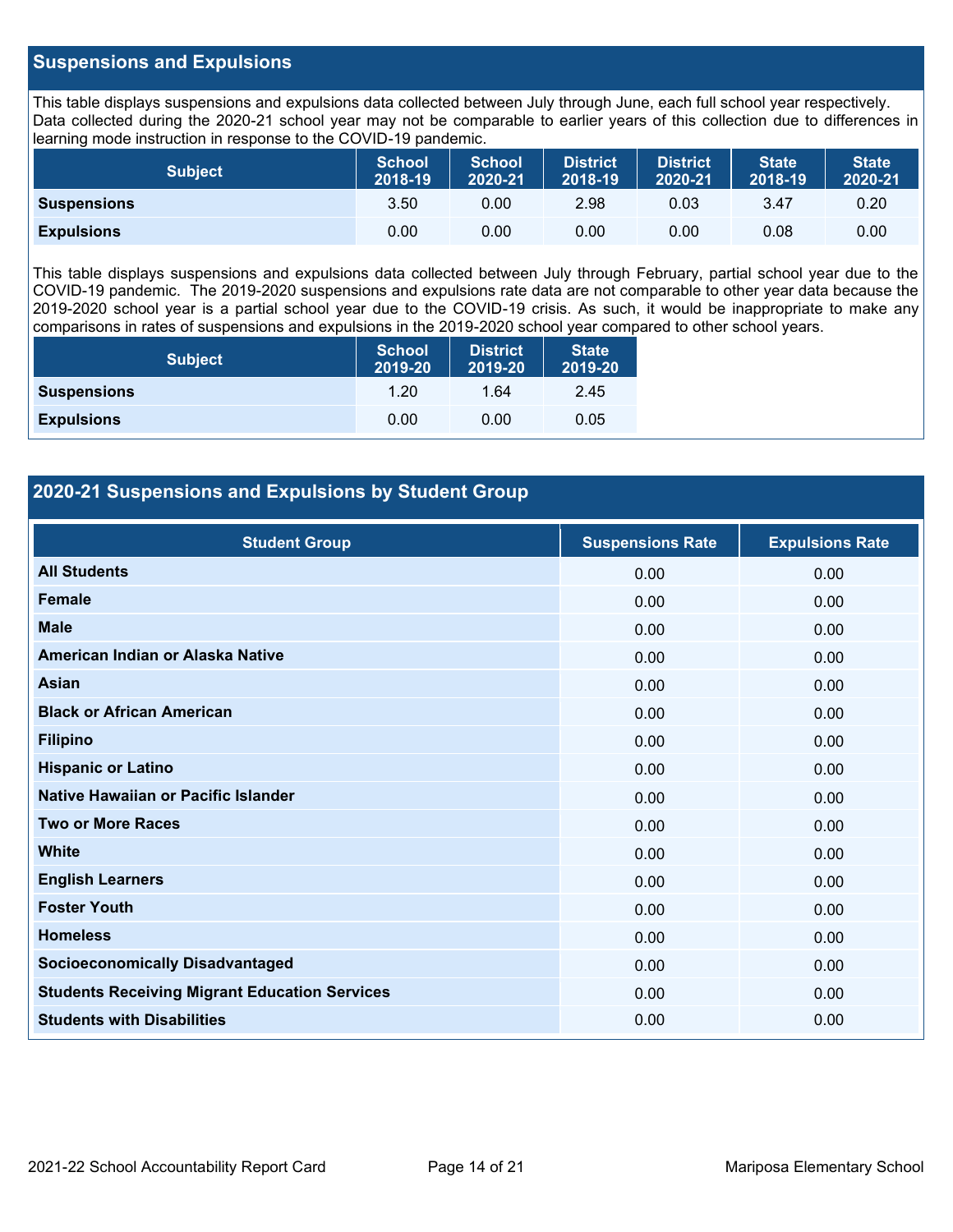## Suspensions and Expulsions

This table displays suspensions and expulsions data collected between July through June, each full school year respectively. Data collected during the 2020-21 school year may not be comparable to earlier years of this collection due to differences in learning mode instruction in response to the COVID-19 pandemic.

| Subject | School 2018-19 | School 2020-21 | District 2018-19 | District 2020-21 | State 2018-19 | State 2020-21 |
|---|---|---|---|---|---|---|
| Suspensions | 3.50 | 0.00 | 2.98 | 0.03 | 3.47 | 0.20 |
| Expulsions | 0.00 | 0.00 | 0.00 | 0.00 | 0.08 | 0.00 |

This table displays suspensions and expulsions data collected between July through February, partial school year due to the COVID-19 pandemic. The 2019-2020 suspensions and expulsions rate data are not comparable to other year data because the 2019-2020 school year is a partial school year due to the COVID-19 crisis. As such, it would be inappropriate to make any comparisons in rates of suspensions and expulsions in the 2019-2020 school year compared to other school years.

| Subject | School 2019-20 | District 2019-20 | State 2019-20 |
|---|---|---|---|
| Suspensions | 1.20 | 1.64 | 2.45 |
| Expulsions | 0.00 | 0.00 | 0.05 |

## 2020-21 Suspensions and Expulsions by Student Group

| Student Group | Suspensions Rate | Expulsions Rate |
|---|---|---|
| All Students | 0.00 | 0.00 |
| Female | 0.00 | 0.00 |
| Male | 0.00 | 0.00 |
| American Indian or Alaska Native | 0.00 | 0.00 |
| Asian | 0.00 | 0.00 |
| Black or African American | 0.00 | 0.00 |
| Filipino | 0.00 | 0.00 |
| Hispanic or Latino | 0.00 | 0.00 |
| Native Hawaiian or Pacific Islander | 0.00 | 0.00 |
| Two or More Races | 0.00 | 0.00 |
| White | 0.00 | 0.00 |
| English Learners | 0.00 | 0.00 |
| Foster Youth | 0.00 | 0.00 |
| Homeless | 0.00 | 0.00 |
| Socioeconomically Disadvantaged | 0.00 | 0.00 |
| Students Receiving Migrant Education Services | 0.00 | 0.00 |
| Students with Disabilities | 0.00 | 0.00 |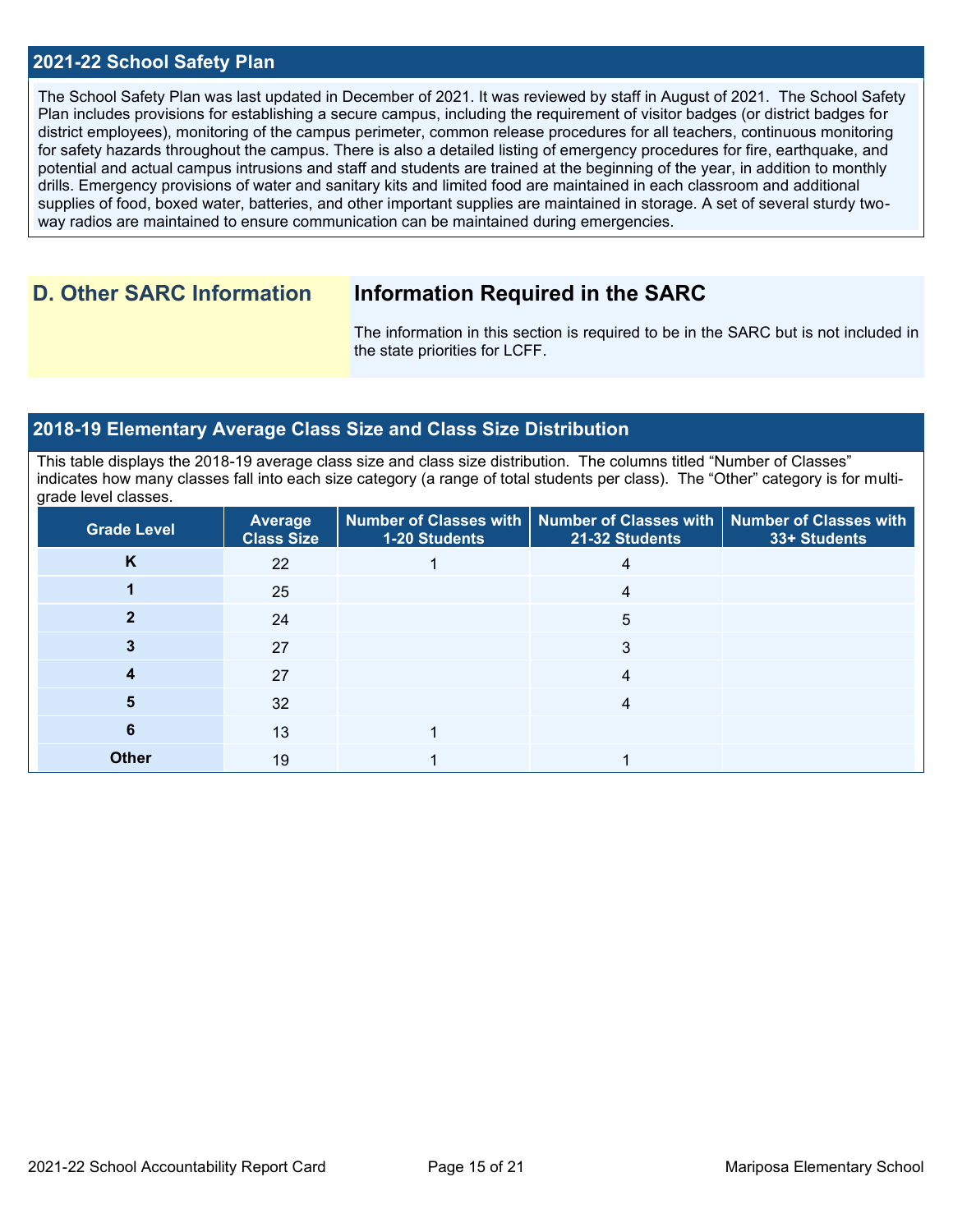## 2021-22 School Safety Plan

The School Safety Plan was last updated in December of 2021. It was reviewed by staff in August of 2021. The School Safety Plan includes provisions for establishing a secure campus, including the requirement of visitor badges (or district badges for district employees), monitoring of the campus perimeter, common release procedures for all teachers, continuous monitoring for safety hazards throughout the campus. There is also a detailed listing of emergency procedures for fire, earthquake, and potential and actual campus intrusions and staff and students are trained at the beginning of the year, in addition to monthly drills. Emergency provisions of water and sanitary kits and limited food are maintained in each classroom and additional supplies of food, boxed water, batteries, and other important supplies are maintained in storage. A set of several sturdy two-way radios are maintained to ensure communication can be maintained during emergencies.

# D. Other SARC Information

## Information Required in the SARC

The information in this section is required to be in the SARC but is not included in the state priorities for LCFF.

## 2018-19 Elementary Average Class Size and Class Size Distribution

This table displays the 2018-19 average class size and class size distribution. The columns titled "Number of Classes" indicates how many classes fall into each size category (a range of total students per class). The "Other" category is for multi-grade level classes.

| Grade Level | Average Class Size | Number of Classes with 1-20 Students | Number of Classes with 21-32 Students | Number of Classes with 33+ Students |
|---|---|---|---|---|
| K | 22 | 1 | 4 | |
| 1 | 25 | | 4 | |
| 2 | 24 | | 5 | |
| 3 | 27 | | 3 | |
| 4 | 27 | | 4 | |
| 5 | 32 | | 4 | |
| 6 | 13 | 1 | | |
| Other | 19 | 1 | 1 | |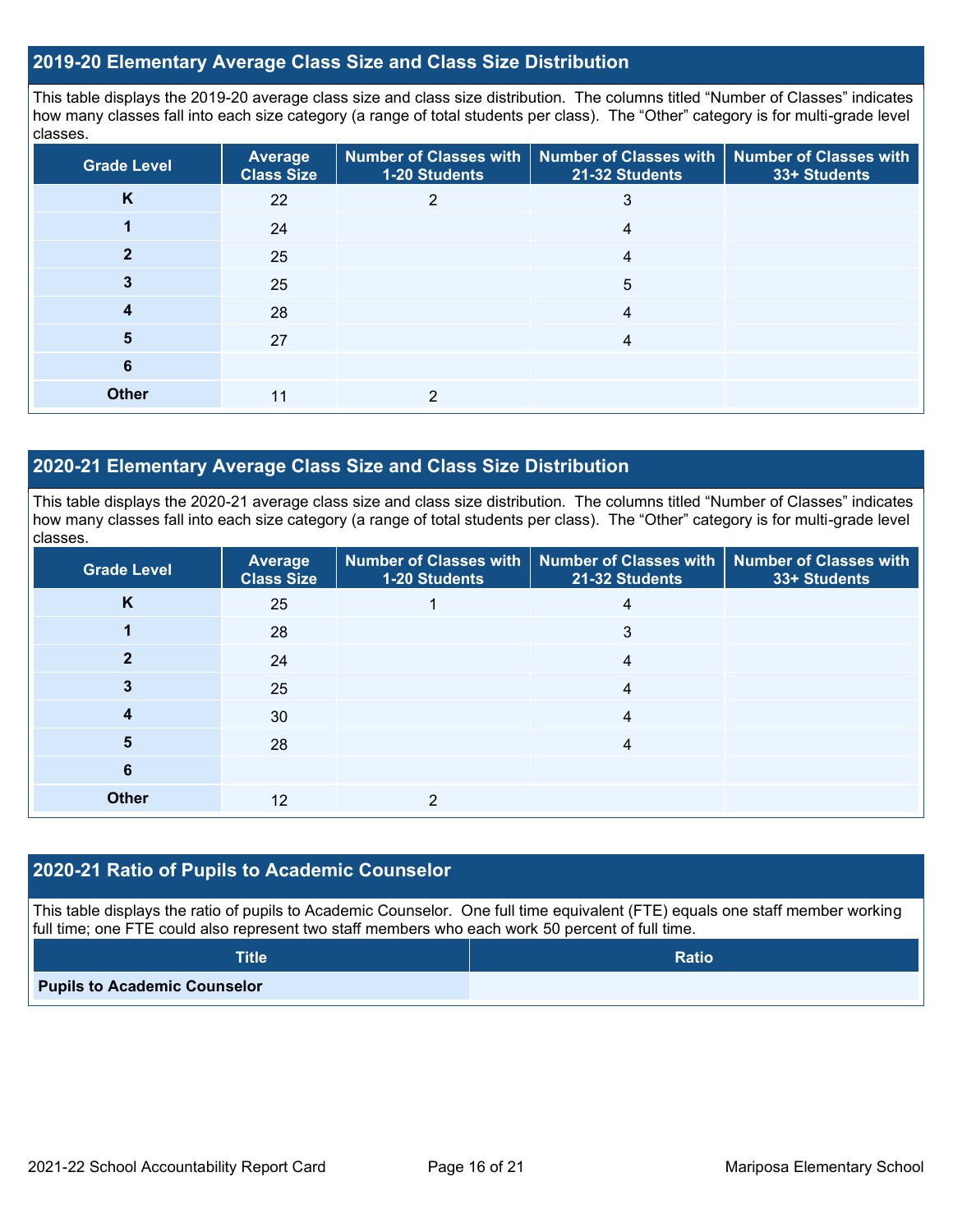## 2019-20 Elementary Average Class Size and Class Size Distribution

This table displays the 2019-20 average class size and class size distribution. The columns titled "Number of Classes" indicates how many classes fall into each size category (a range of total students per class). The "Other" category is for multi-grade level classes.

| Grade Level | Average Class Size | Number of Classes with 1-20 Students | Number of Classes with 21-32 Students | Number of Classes with 33+ Students |
|---|---|---|---|---|
| K | 22 | 2 | 3 | |
| 1 | 24 | | 4 | |
| 2 | 25 | | 4 | |
| 3 | 25 | | 5 | |
| 4 | 28 | | 4 | |
| 5 | 27 | | 4 | |
| 6 | | | | |
| Other | 11 | 2 | | |

## 2020-21 Elementary Average Class Size and Class Size Distribution

This table displays the 2020-21 average class size and class size distribution. The columns titled "Number of Classes" indicates how many classes fall into each size category (a range of total students per class). The "Other" category is for multi-grade level classes.

| Grade Level | Average Class Size | Number of Classes with 1-20 Students | Number of Classes with 21-32 Students | Number of Classes with 33+ Students |
|---|---|---|---|---|
| K | 25 | 1 | 4 | |
| 1 | 28 | | 3 | |
| 2 | 24 | | 4 | |
| 3 | 25 | | 4 | |
| 4 | 30 | | 4 | |
| 5 | 28 | | 4 | |
| 6 | | | | |
| Other | 12 | 2 | | |

## 2020-21 Ratio of Pupils to Academic Counselor

This table displays the ratio of pupils to Academic Counselor. One full time equivalent (FTE) equals one staff member working full time; one FTE could also represent two staff members who each work 50 percent of full time.

| Title | Ratio |
|---|---|
| Pupils to Academic Counselor | |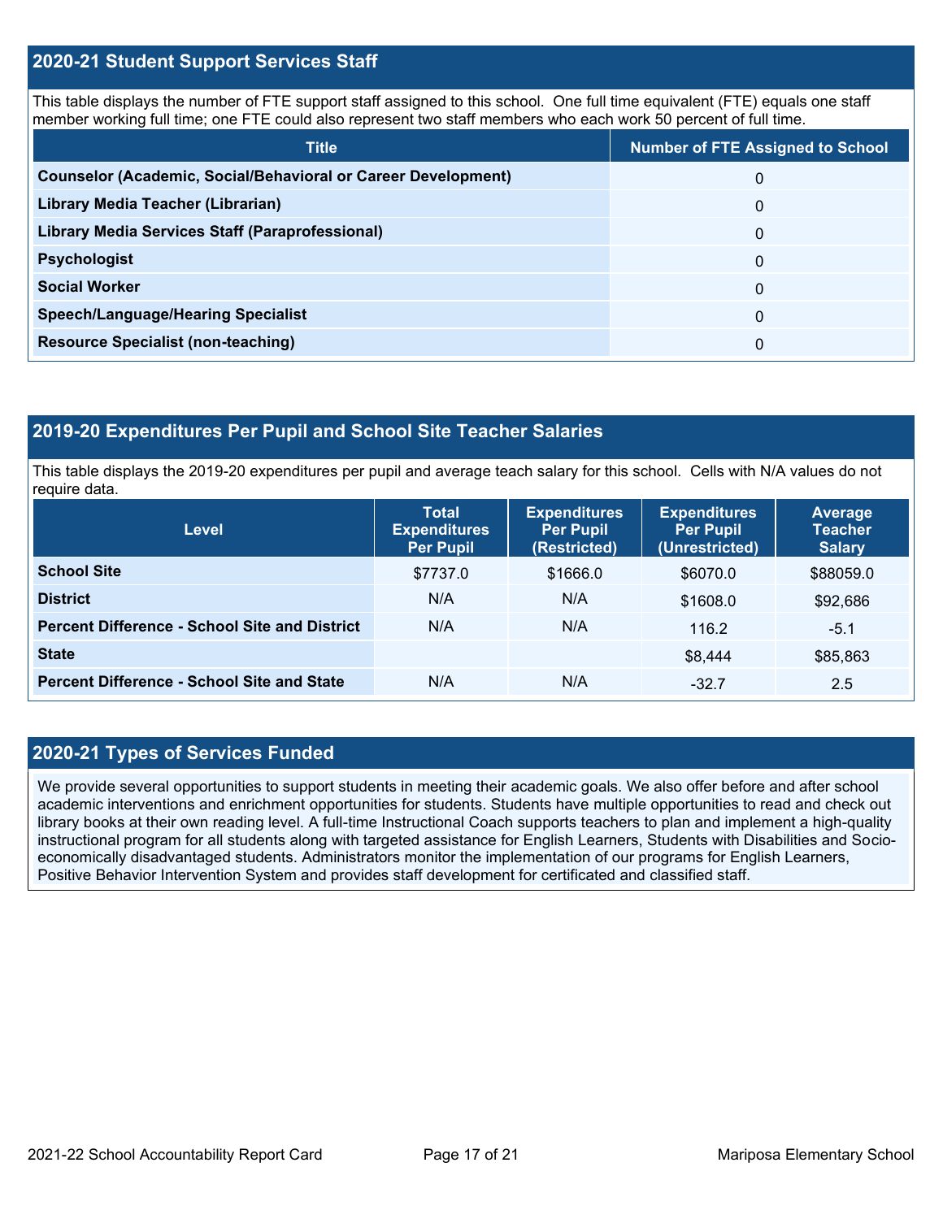## 2020-21 Student Support Services Staff

This table displays the number of FTE support staff assigned to this school. One full time equivalent (FTE) equals one staff member working full time; one FTE could also represent two staff members who each work 50 percent of full time.

| Title | Number of FTE Assigned to School |
|---|---|
| **Counselor (Academic, Social/Behavioral or Career Development)** | 0 |
| **Library Media Teacher (Librarian)** | 0 |
| **Library Media Services Staff (Paraprofessional)** | 0 |
| **Psychologist** | 0 |
| **Social Worker** | 0 |
| **Speech/Language/Hearing Specialist** | 0 |
| **Resource Specialist (non-teaching)** | 0 |

## 2019-20 Expenditures Per Pupil and School Site Teacher Salaries

This table displays the 2019-20 expenditures per pupil and average teach salary for this school. Cells with N/A values do not require data.

| Level | Total Expenditures Per Pupil | Expenditures Per Pupil (Restricted) | Expenditures Per Pupil (Unrestricted) | Average Teacher Salary |
|---|---|---|---|---|
| **School Site** | $7737.0 | $1666.0 | $6070.0 | $88059.0 |
| **District** | N/A | N/A | $1608.0 | $92,686 |
| **Percent Difference - School Site and District** | N/A | N/A | 116.2 | -5.1 |
| **State** | | | $8,444 | $85,863 |
| **Percent Difference - School Site and State** | N/A | N/A | -32.7 | 2.5 |

## 2020-21 Types of Services Funded

We provide several opportunities to support students in meeting their academic goals. We also offer before and after school academic interventions and enrichment opportunities for students. Students have multiple opportunities to read and check out library books at their own reading level. A full-time Instructional Coach supports teachers to plan and implement a high-quality instructional program for all students along with targeted assistance for English Learners, Students with Disabilities and Socio-economically disadvantaged students. Administrators monitor the implementation of our programs for English Learners, Positive Behavior Intervention System and provides staff development for certificated and classified staff.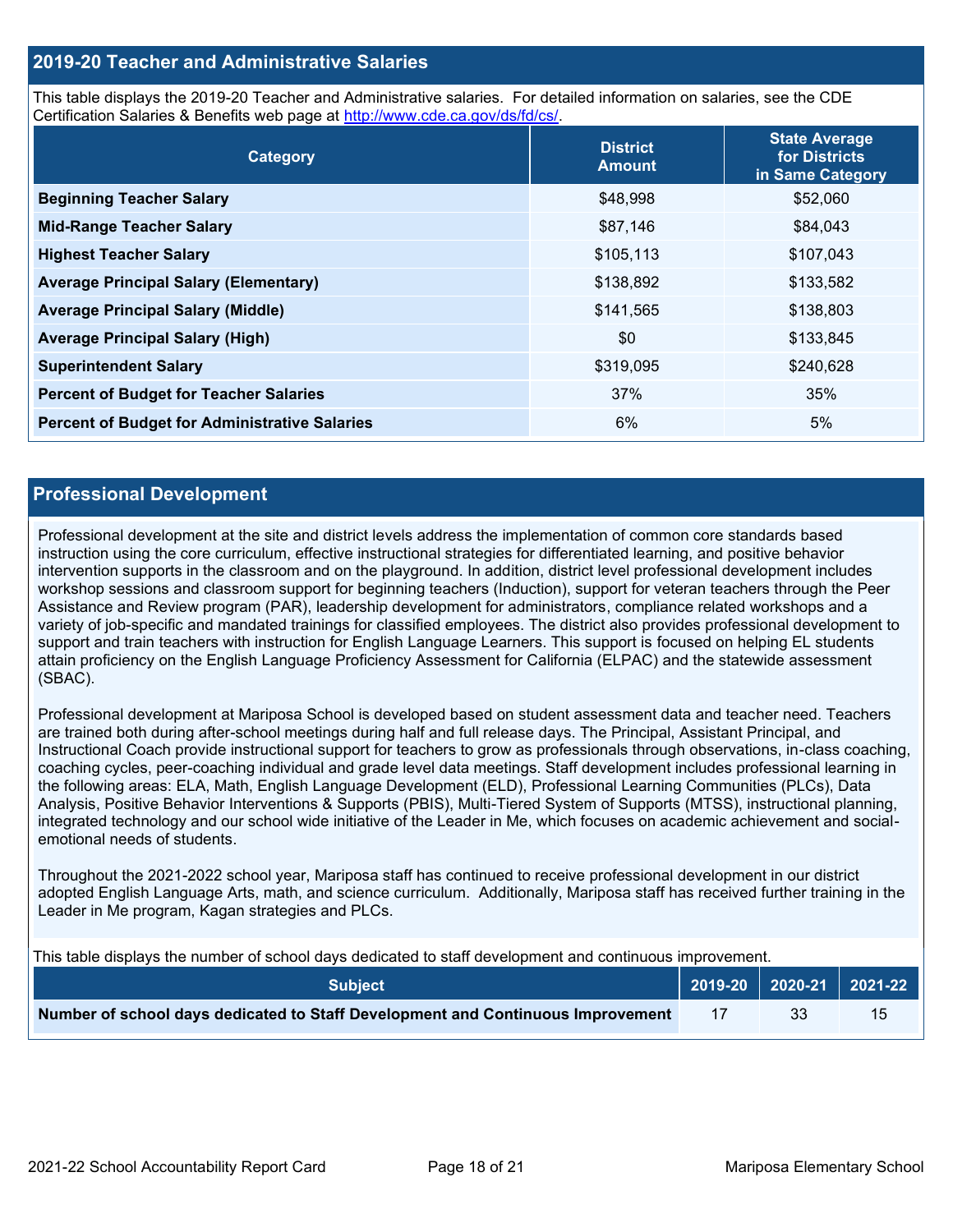## 2019-20 Teacher and Administrative Salaries

This table displays the 2019-20 Teacher and Administrative salaries. For detailed information on salaries, see the CDE Certification Salaries & Benefits web page at http://www.cde.ca.gov/ds/fd/cs/.

| Category | District Amount | State Average for Districts in Same Category |
|---|---|---|
| **Beginning Teacher Salary** | $48,998 | $52,060 |
| **Mid-Range Teacher Salary** | $87,146 | $84,043 |
| **Highest Teacher Salary** | $105,113 | $107,043 |
| **Average Principal Salary (Elementary)** | $138,892 | $133,582 |
| **Average Principal Salary (Middle)** | $141,565 | $138,803 |
| **Average Principal Salary (High)** | $0 | $133,845 |
| **Superintendent Salary** | $319,095 | $240,628 |
| **Percent of Budget for Teacher Salaries** | 37% | 35% |
| **Percent of Budget for Administrative Salaries** | 6% | 5% |

## Professional Development

Professional development at the site and district levels address the implementation of common core standards based instruction using the core curriculum, effective instructional strategies for differentiated learning, and positive behavior intervention supports in the classroom and on the playground. In addition, district level professional development includes workshop sessions and classroom support for beginning teachers (Induction), support for veteran teachers through the Peer Assistance and Review program (PAR), leadership development for administrators, compliance related workshops and a variety of job-specific and mandated trainings for classified employees. The district also provides professional development to support and train teachers with instruction for English Language Learners. This support is focused on helping EL students attain proficiency on the English Language Proficiency Assessment for California (ELPAC) and the statewide assessment (SBAC).

Professional development at Mariposa School is developed based on student assessment data and teacher need. Teachers are trained both during after-school meetings during half and full release days. The Principal, Assistant Principal, and Instructional Coach provide instructional support for teachers to grow as professionals through observations, in-class coaching, coaching cycles, peer-coaching individual and grade level data meetings. Staff development includes professional learning in the following areas: ELA, Math, English Language Development (ELD), Professional Learning Communities (PLCs), Data Analysis, Positive Behavior Interventions & Supports (PBIS), Multi-Tiered System of Supports (MTSS), instructional planning, integrated technology and our school wide initiative of the Leader in Me, which focuses on academic achievement and social-emotional needs of students.

Throughout the 2021-2022 school year, Mariposa staff has continued to receive professional development in our district adopted English Language Arts, math, and science curriculum. Additionally, Mariposa staff has received further training in the Leader in Me program, Kagan strategies and PLCs.

This table displays the number of school days dedicated to staff development and continuous improvement.

| Subject | 2019-20 | 2020-21 | 2021-22 |
|---|---|---|---|
| **Number of school days dedicated to Staff Development and Continuous Improvement** | 17 | 33 | 15 |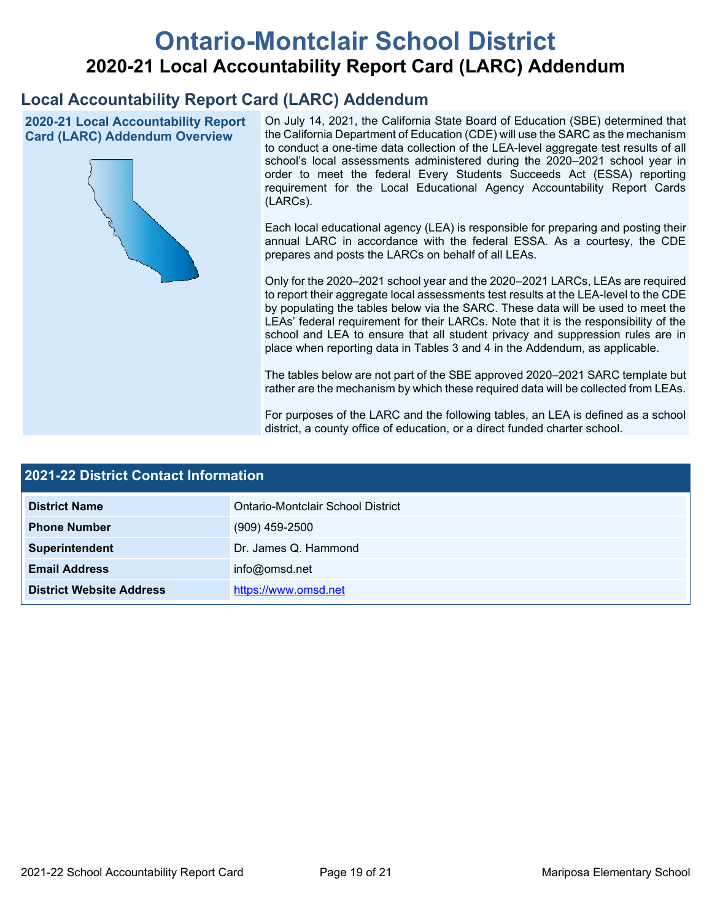# Ontario-Montclair School District

## 2020-21 Local Accountability Report Card (LARC) Addendum

## Local Accountability Report Card (LARC) Addendum

### 2020-21 Local Accountability Report Card (LARC) Addendum Overview

On July 14, 2021, the California State Board of Education (SBE) determined that the California Department of Education (CDE) will use the SARC as the mechanism to conduct a one-time data collection of the LEA-level aggregate test results of all school's local assessments administered during the 2020–2021 school year in order to meet the federal Every Students Succeeds Act (ESSA) reporting requirement for the Local Educational Agency Accountability Report Cards (LARCs).

Each local educational agency (LEA) is responsible for preparing and posting their annual LARC in accordance with the federal ESSA. As a courtesy, the CDE prepares and posts the LARCs on behalf of all LEAs.

Only for the 2020–2021 school year and the 2020–2021 LARCs, LEAs are required to report their aggregate local assessments test results at the LEA-level to the CDE by populating the tables below via the SARC. These data will be used to meet the LEAs' federal requirement for their LARCs. Note that it is the responsibility of the school and LEA to ensure that all student privacy and suppression rules are in place when reporting data in Tables 3 and 4 in the Addendum, as applicable.

The tables below are not part of the SBE approved 2020–2021 SARC template but rather are the mechanism by which these required data will be collected from LEAs.

For purposes of the LARC and the following tables, an LEA is defined as a school district, a county office of education, or a direct funded charter school.

### 2021-22 District Contact Information

| 2021-22 District Contact Information | |
|---|---|
| **District Name** | Ontario-Montclair School District |
| **Phone Number** | (909) 459-2500 |
| **Superintendent** | Dr. James Q. Hammond |
| **Email Address** | info@omsd.net |
| **District Website Address** | https://www.omsd.net |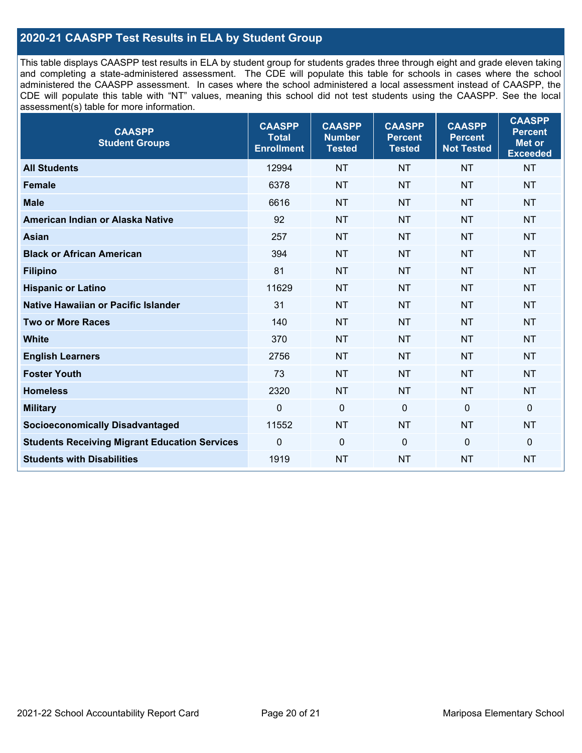## 2020-21 CAASPP Test Results in ELA by Student Group

This table displays CAASPP test results in ELA by student group for students grades three through eight and grade eleven taking and completing a state-administered assessment. The CDE will populate this table for schools in cases where the school administered the CAASPP assessment. In cases where the school administered a local assessment instead of CAASPP, the CDE will populate this table with "NT" values, meaning this school did not test students using the CAASPP. See the local assessment(s) table for more information.

| CAASPP Student Groups | CAASPP Total Enrollment | CAASPP Number Tested | CAASPP Percent Tested | CAASPP Percent Not Tested | CAASPP Percent Met or Exceeded |
|---|---|---|---|---|---|
| **All Students** | 12994 | NT | NT | NT | NT |
| **Female** | 6378 | NT | NT | NT | NT |
| **Male** | 6616 | NT | NT | NT | NT |
| **American Indian or Alaska Native** | 92 | NT | NT | NT | NT |
| **Asian** | 257 | NT | NT | NT | NT |
| **Black or African American** | 394 | NT | NT | NT | NT |
| **Filipino** | 81 | NT | NT | NT | NT |
| **Hispanic or Latino** | 11629 | NT | NT | NT | NT |
| **Native Hawaiian or Pacific Islander** | 31 | NT | NT | NT | NT |
| **Two or More Races** | 140 | NT | NT | NT | NT |
| **White** | 370 | NT | NT | NT | NT |
| **English Learners** | 2756 | NT | NT | NT | NT |
| **Foster Youth** | 73 | NT | NT | NT | NT |
| **Homeless** | 2320 | NT | NT | NT | NT |
| **Military** | 0 | 0 | 0 | 0 | 0 |
| **Socioeconomically Disadvantaged** | 11552 | NT | NT | NT | NT |
| **Students Receiving Migrant Education Services** | 0 | 0 | 0 | 0 | 0 |
| **Students with Disabilities** | 1919 | NT | NT | NT | NT |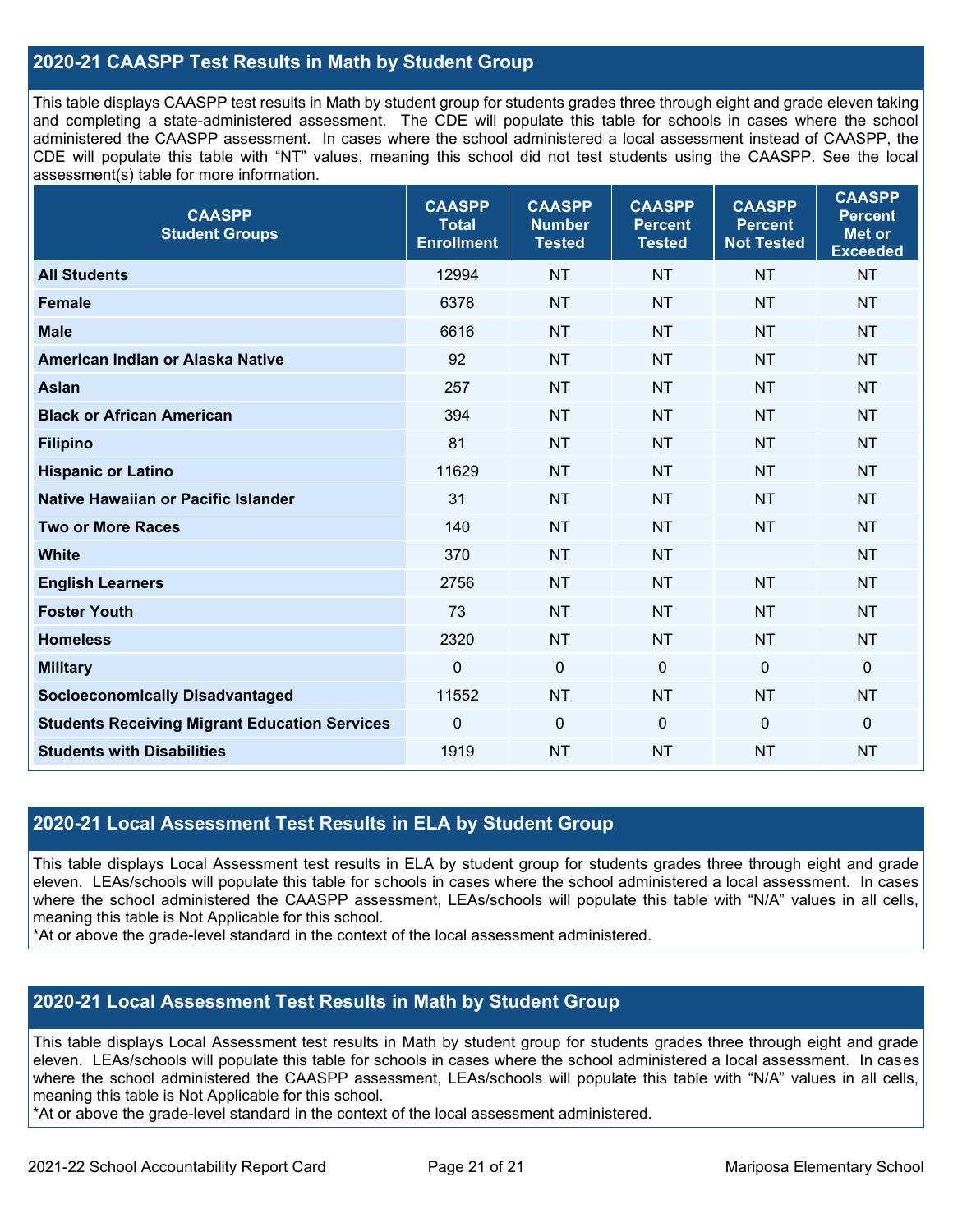## 2020-21 CAASPP Test Results in Math by Student Group

This table displays CAASPP test results in Math by student group for students grades three through eight and grade eleven taking and completing a state-administered assessment. The CDE will populate this table for schools in cases where the school administered the CAASPP assessment. In cases where the school administered a local assessment instead of CAASPP, the CDE will populate this table with "NT" values, meaning this school did not test students using the CAASPP. See the local assessment(s) table for more information.

| CAASPP Student Groups | CAASPP Total Enrollment | CAASPP Number Tested | CAASPP Percent Tested | CAASPP Percent Not Tested | CAASPP Percent Met or Exceeded |
|---|---|---|---|---|---|
| **All Students** | 12994 | NT | NT | NT | NT |
| **Female** | 6378 | NT | NT | NT | NT |
| **Male** | 6616 | NT | NT | NT | NT |
| **American Indian or Alaska Native** | 92 | NT | NT | NT | NT |
| **Asian** | 257 | NT | NT | NT | NT |
| **Black or African American** | 394 | NT | NT | NT | NT |
| **Filipino** | 81 | NT | NT | NT | NT |
| **Hispanic or Latino** | 11629 | NT | NT | NT | NT |
| **Native Hawaiian or Pacific Islander** | 31 | NT | NT | NT | NT |
| **Two or More Races** | 140 | NT | NT | NT | NT |
| **White** | 370 | NT | NT | | NT |
| **English Learners** | 2756 | NT | NT | NT | NT |
| **Foster Youth** | 73 | NT | NT | NT | NT |
| **Homeless** | 2320 | NT | NT | NT | NT |
| **Military** | 0 | 0 | 0 | 0 | 0 |
| **Socioeconomically Disadvantaged** | 11552 | NT | NT | NT | NT |
| **Students Receiving Migrant Education Services** | 0 | 0 | 0 | 0 | 0 |
| **Students with Disabilities** | 1919 | NT | NT | NT | NT |

## 2020-21 Local Assessment Test Results in ELA by Student Group

This table displays Local Assessment test results in ELA by student group for students grades three through eight and grade eleven. LEAs/schools will populate this table for schools in cases where the school administered a local assessment. In cases where the school administered the CAASPP assessment, LEAs/schools will populate this table with "N/A" values in all cells, meaning this table is Not Applicable for this school.
*At or above the grade-level standard in the context of the local assessment administered.

## 2020-21 Local Assessment Test Results in Math by Student Group

This table displays Local Assessment test results in Math by student group for students grades three through eight and grade eleven. LEAs/schools will populate this table for schools in cases where the school administered a local assessment. In cases where the school administered the CAASPP assessment, LEAs/schools will populate this table with "N/A" values in all cells, meaning this table is Not Applicable for this school.
*At or above the grade-level standard in the context of the local assessment administered.